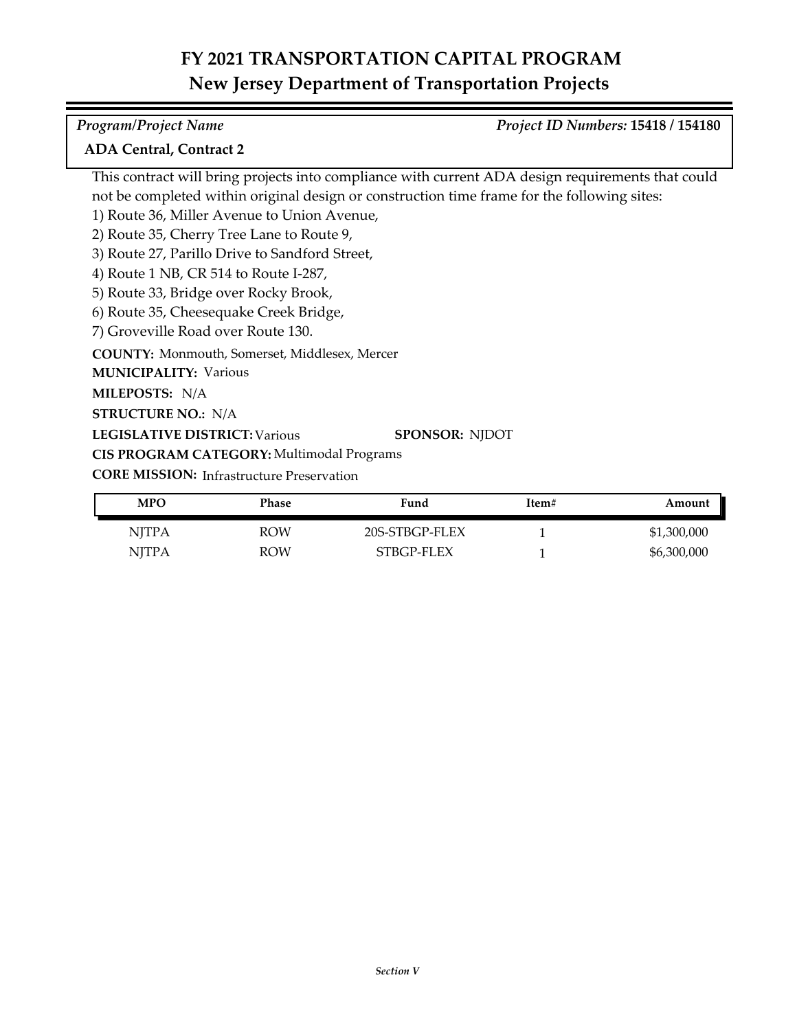# FY 2021 TRANSPORTATION CAPITAL PROGRAM
## New Jersey Department of Transportation Projects

*Program/Project Name* *Project ID Numbers:* **15418 / 154180**

**ADA Central, Contract 2**

This contract will bring projects into compliance with current ADA design requirements that could not be completed within original design or construction time frame for the following sites:
1) Route 36, Miller Avenue to Union Avenue,
2) Route 35, Cherry Tree Lane to Route 9,
3) Route 27, Parillo Drive to Sandford Street,
4) Route 1 NB, CR 514 to Route I-287,
5) Route 33, Bridge over Rocky Brook,
6) Route 35, Cheesequake Creek Bridge,
7) Groveville Road over Route 130.

**COUNTY:** Monmouth, Somerset, Middlesex, Mercer
**MUNICIPALITY:** Various
**MILEPOSTS:** N/A
**STRUCTURE NO.:** N/A
**LEGISLATIVE DISTRICT:** Various **SPONSOR:** NJDOT
**CIS PROGRAM CATEGORY:** Multimodal Programs
**CORE MISSION:** Infrastructure Preservation

| MPO | Phase | Fund | Item# | Amount |
|---|---|---|---|---|
| NJTPA | ROW | 20S-STBGP-FLEX | 1 | $1,300,000 |
| NJTPA | ROW | STBGP-FLEX | 1 | $6,300,000 |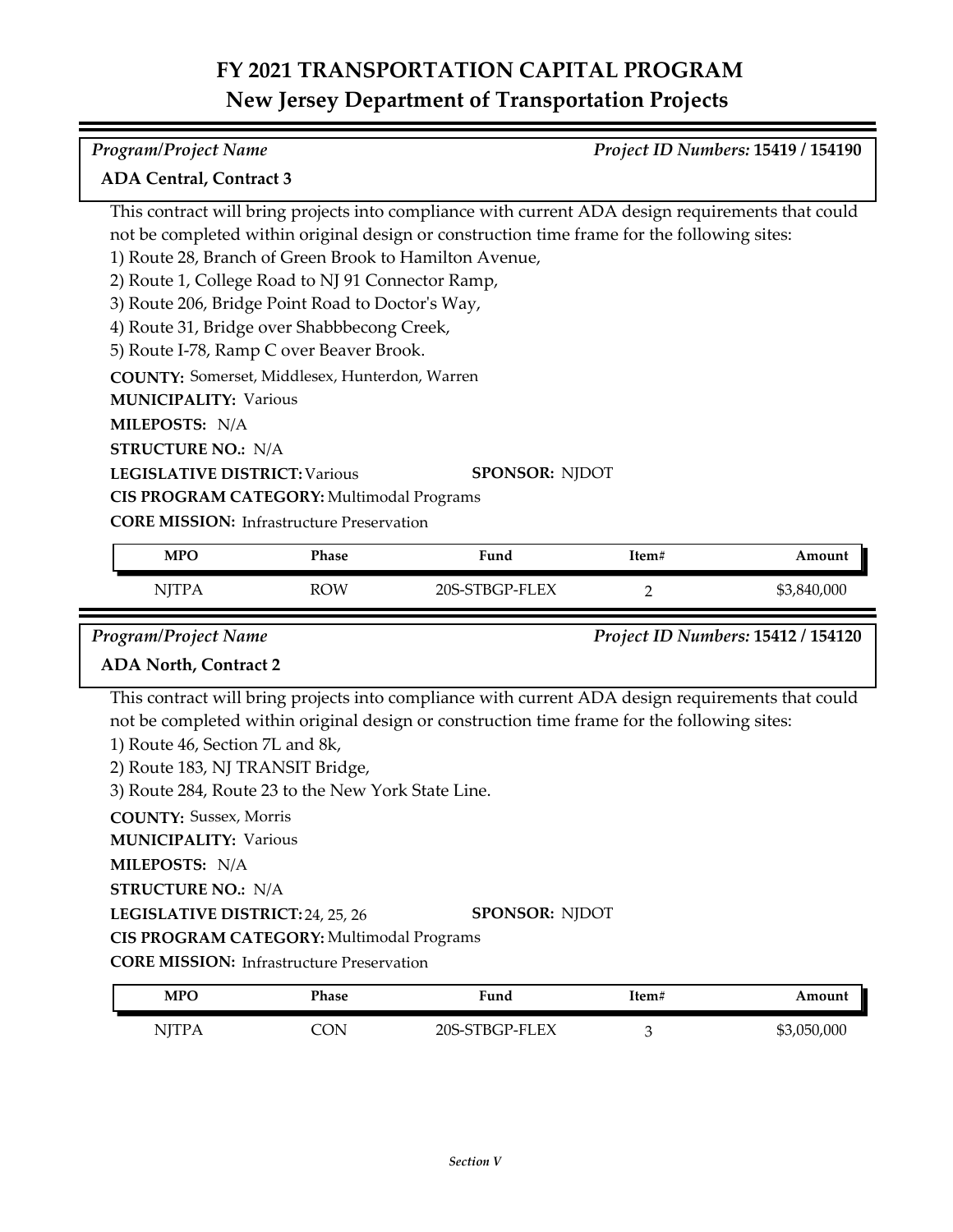# FY 2021 TRANSPORTATION CAPITAL PROGRAM
## New Jersey Department of Transportation Projects

*Program/Project Name* *Project ID Numbers:* **15419 / 154190**

**ADA Central, Contract 3**

This contract will bring projects into compliance with current ADA design requirements that could not be completed within original design or construction time frame for the following sites:
1) Route 28, Branch of Green Brook to Hamilton Avenue,
2) Route 1, College Road to NJ 91 Connector Ramp,
3) Route 206, Bridge Point Road to Doctor's Way,
4) Route 31, Bridge over Shabbbecong Creek,
5) Route I-78, Ramp C over Beaver Brook.

**COUNTY:** Somerset, Middlesex, Hunterdon, Warren
**MUNICIPALITY:** Various
**MILEPOSTS:** N/A
**STRUCTURE NO.:** N/A
**LEGISLATIVE DISTRICT:** Various **SPONSOR:** NJDOT
**CIS PROGRAM CATEGORY:** Multimodal Programs
**CORE MISSION:** Infrastructure Preservation

| MPO | Phase | Fund | Item# | Amount |
|---|---|---|---|---|
| NJTPA | ROW | 20S-STBGP-FLEX | 2 | $3,840,000 |

*Program/Project Name* *Project ID Numbers:* **15412 / 154120**

**ADA North, Contract 2**

This contract will bring projects into compliance with current ADA design requirements that could not be completed within original design or construction time frame for the following sites:
1) Route 46, Section 7L and 8k,
2) Route 183, NJ TRANSIT Bridge,
3) Route 284, Route 23 to the New York State Line.

**COUNTY:** Sussex, Morris
**MUNICIPALITY:** Various
**MILEPOSTS:** N/A
**STRUCTURE NO.:** N/A
**LEGISLATIVE DISTRICT:** 24, 25, 26 **SPONSOR:** NJDOT
**CIS PROGRAM CATEGORY:** Multimodal Programs
**CORE MISSION:** Infrastructure Preservation

| MPO | Phase | Fund | Item# | Amount |
|---|---|---|---|---|
| NJTPA | CON | 20S-STBGP-FLEX | 3 | $3,050,000 |

*Section V*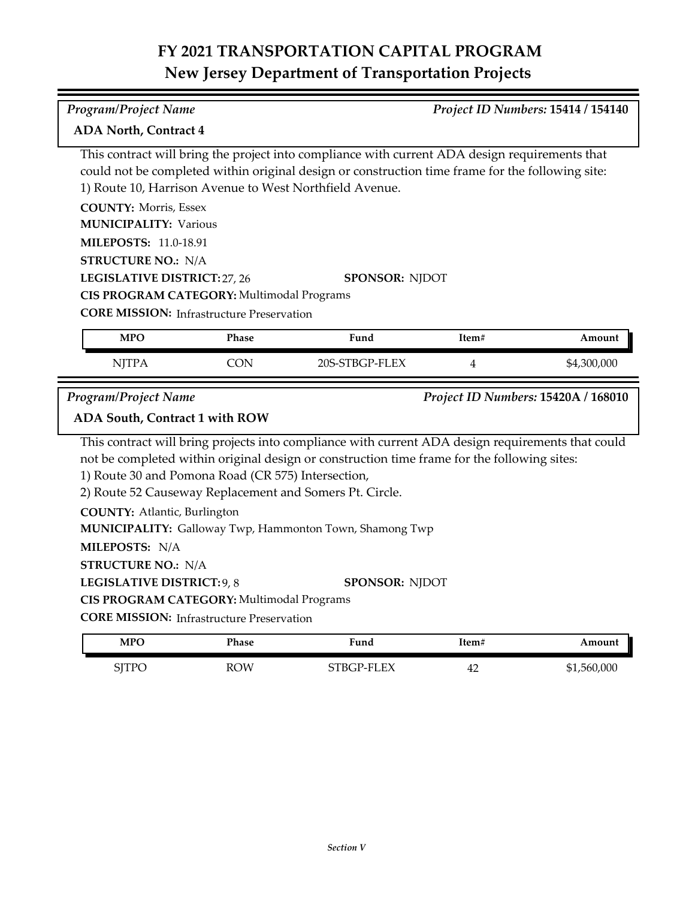# FY 2021 TRANSPORTATION CAPITAL PROGRAM

## New Jersey Department of Transportation Projects

*Program/Project Name* *Project ID Numbers:* **15414 / 154140**

### ADA North, Contract 4

This contract will bring the project into compliance with current ADA design requirements that could not be completed within original design or construction time frame for the following site:
1) Route 10, Harrison Avenue to West Northfield Avenue.

**COUNTY:** Morris, Essex
**MUNICIPALITY:** Various
**MILEPOSTS:** 11.0-18.91
**STRUCTURE NO.:** N/A
**LEGISLATIVE DISTRICT:** 27, 26 **SPONSOR:** NJDOT
**CIS PROGRAM CATEGORY:** Multimodal Programs
**CORE MISSION:** Infrastructure Preservation

| MPO | Phase | Fund | Item# | Amount |
|---|---|---|---|---|
| NJTPA | CON | 20S-STBGP-FLEX | 4 | $4,300,000 |

*Program/Project Name* *Project ID Numbers:* **15420A / 168010**

### ADA South, Contract 1 with ROW

This contract will bring projects into compliance with current ADA design requirements that could not be completed within original design or construction time frame for the following sites:
1) Route 30 and Pomona Road (CR 575) Intersection,
2) Route 52 Causeway Replacement and Somers Pt. Circle.

**COUNTY:** Atlantic, Burlington
**MUNICIPALITY:** Galloway Twp, Hammonton Town, Shamong Twp
**MILEPOSTS:** N/A
**STRUCTURE NO.:** N/A
**LEGISLATIVE DISTRICT:** 9, 8 **SPONSOR:** NJDOT
**CIS PROGRAM CATEGORY:** Multimodal Programs
**CORE MISSION:** Infrastructure Preservation

| MPO | Phase | Fund | Item# | Amount |
|---|---|---|---|---|
| SJTPO | ROW | STBGP-FLEX | 42 | $1,560,000 |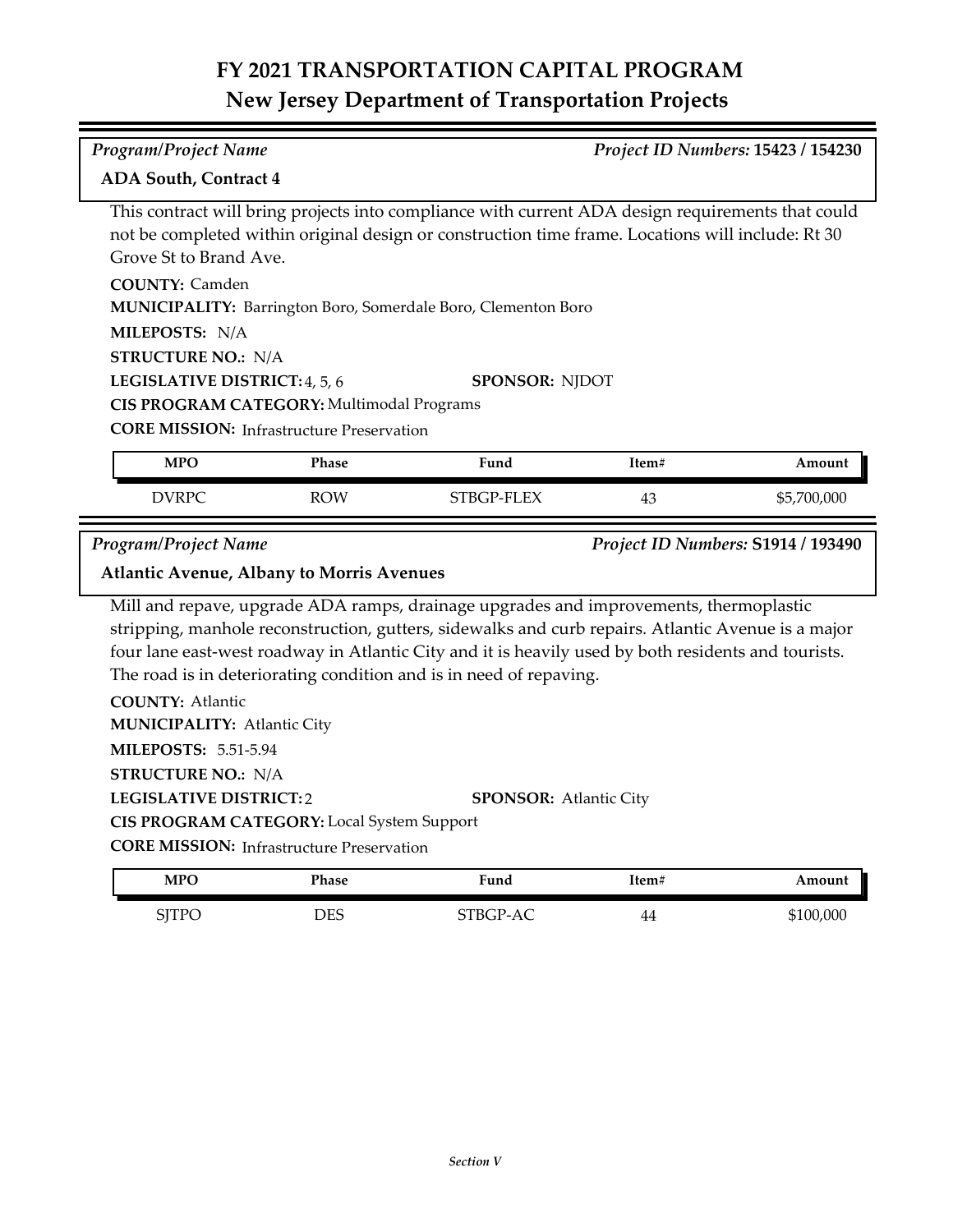# FY 2021 TRANSPORTATION CAPITAL PROGRAM
## New Jersey Department of Transportation Projects

*Program/Project Name* — *Project ID Numbers:* **15423 / 154230**

**ADA South, Contract 4**

This contract will bring projects into compliance with current ADA design requirements that could not be completed within original design or construction time frame. Locations will include: Rt 30 Grove St to Brand Ave.

**COUNTY:** Camden
**MUNICIPALITY:** Barrington Boro, Somerdale Boro, Clementon Boro
**MILEPOSTS:** N/A
**STRUCTURE NO.:** N/A
**LEGISLATIVE DISTRICT:** 4, 5, 6
**SPONSOR:** NJDOT
**CIS PROGRAM CATEGORY:** Multimodal Programs
**CORE MISSION:** Infrastructure Preservation

| MPO | Phase | Fund | Item# | Amount |
|---|---|---|---|---|
| DVRPC | ROW | STBGP-FLEX | 43 | $5,700,000 |

*Program/Project Name* — *Project ID Numbers:* **S1914 / 193490**

**Atlantic Avenue, Albany to Morris Avenues**

Mill and repave, upgrade ADA ramps, drainage upgrades and improvements, thermoplastic stripping, manhole reconstruction, gutters, sidewalks and curb repairs. Atlantic Avenue is a major four lane east-west roadway in Atlantic City and it is heavily used by both residents and tourists. The road is in deteriorating condition and is in need of repaving.

**COUNTY:** Atlantic
**MUNICIPALITY:** Atlantic City
**MILEPOSTS:** 5.51-5.94
**STRUCTURE NO.:** N/A
**LEGISLATIVE DISTRICT:** 2
**SPONSOR:** Atlantic City
**CIS PROGRAM CATEGORY:** Local System Support
**CORE MISSION:** Infrastructure Preservation

| MPO | Phase | Fund | Item# | Amount |
|---|---|---|---|---|
| SJTPO | DES | STBGP-AC | 44 | $100,000 |

*Section V*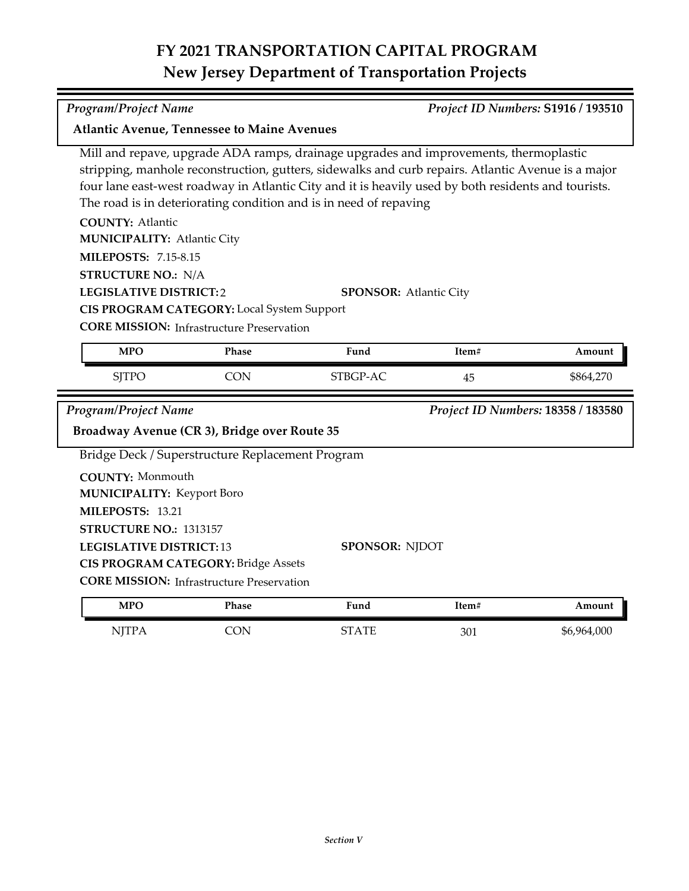# FY 2021 TRANSPORTATION CAPITAL PROGRAM
## New Jersey Department of Transportation Projects

*Program/Project Name* | *Project ID Numbers:* **S1916 / 193510**

**Atlantic Avenue, Tennessee to Maine Avenues**

Mill and repave, upgrade ADA ramps, drainage upgrades and improvements, thermoplastic stripping, manhole reconstruction, gutters, sidewalks and curb repairs. Atlantic Avenue is a major four lane east-west roadway in Atlantic City and it is heavily used by both residents and tourists. The road is in deteriorating condition and is in need of repaving

**COUNTY:** Atlantic
**MUNICIPALITY:** Atlantic City
**MILEPOSTS:** 7.15-8.15
**STRUCTURE NO.:** N/A
**LEGISLATIVE DISTRICT:** 2
**SPONSOR:** Atlantic City
**CIS PROGRAM CATEGORY:** Local System Support
**CORE MISSION:** Infrastructure Preservation

| MPO | Phase | Fund | Item# | Amount |
|---|---|---|---|---|
| SJTPO | CON | STBGP-AC | 45 | $864,270 |

*Program/Project Name* | *Project ID Numbers:* **18358 / 183580**

**Broadway Avenue (CR 3), Bridge over Route 35**

Bridge Deck / Superstructure Replacement Program

**COUNTY:** Monmouth
**MUNICIPALITY:** Keyport Boro
**MILEPOSTS:** 13.21
**STRUCTURE NO.:** 1313157
**LEGISLATIVE DISTRICT:** 13
**SPONSOR:** NJDOT
**CIS PROGRAM CATEGORY:** Bridge Assets
**CORE MISSION:** Infrastructure Preservation

| MPO | Phase | Fund | Item# | Amount |
|---|---|---|---|---|
| NJTPA | CON | STATE | 301 | $6,964,000 |

*Section V*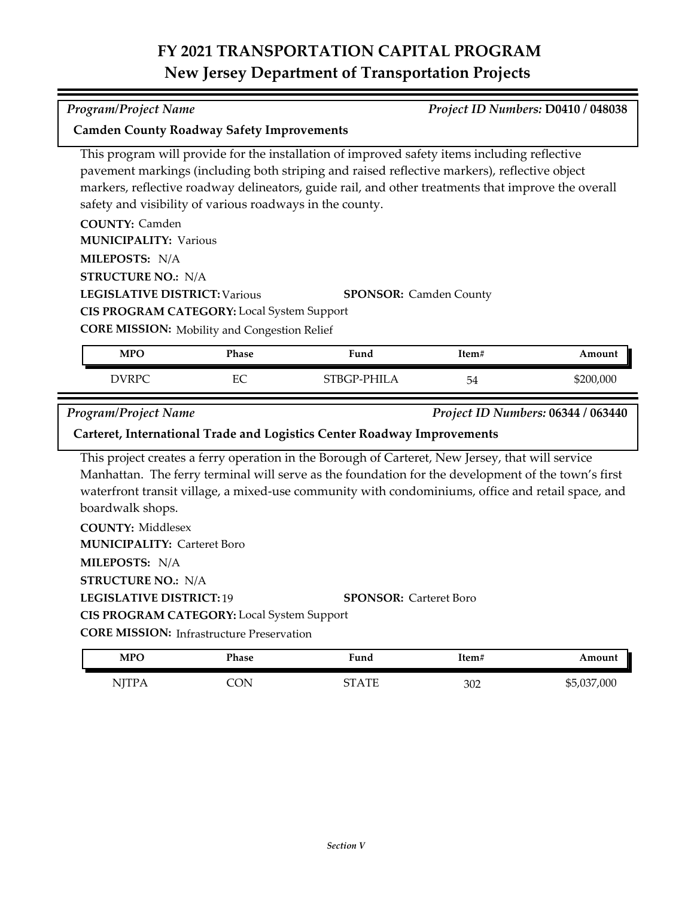# FY 2021 TRANSPORTATION CAPITAL PROGRAM
## New Jersey Department of Transportation Projects

*Program/Project Name* | *Project ID Numbers:* **D0410 / 048038**

**Camden County Roadway Safety Improvements**

This program will provide for the installation of improved safety items including reflective pavement markings (including both striping and raised reflective markers), reflective object markers, reflective roadway delineators, guide rail, and other treatments that improve the overall safety and visibility of various roadways in the county.

**COUNTY:** Camden
**MUNICIPALITY:** Various
**MILEPOSTS:** N/A
**STRUCTURE NO.:** N/A
**LEGISLATIVE DISTRICT:** Various
**SPONSOR:** Camden County
**CIS PROGRAM CATEGORY:** Local System Support
**CORE MISSION:** Mobility and Congestion Relief

| MPO | Phase | Fund | Item# | Amount |
|---|---|---|---|---|
| DVRPC | EC | STBGP-PHILA | 54 | $200,000 |

*Program/Project Name* | *Project ID Numbers:* **06344 / 063440**

**Carteret, International Trade and Logistics Center Roadway Improvements**

This project creates a ferry operation in the Borough of Carteret, New Jersey, that will service Manhattan. The ferry terminal will serve as the foundation for the development of the town's first waterfront transit village, a mixed-use community with condominiums, office and retail space, and boardwalk shops.

**COUNTY:** Middlesex
**MUNICIPALITY:** Carteret Boro
**MILEPOSTS:** N/A
**STRUCTURE NO.:** N/A
**LEGISLATIVE DISTRICT:** 19
**SPONSOR:** Carteret Boro
**CIS PROGRAM CATEGORY:** Local System Support
**CORE MISSION:** Infrastructure Preservation

| MPO | Phase | Fund | Item# | Amount |
|---|---|---|---|---|
| NJTPA | CON | STATE | 302 | $5,037,000 |

*Section V*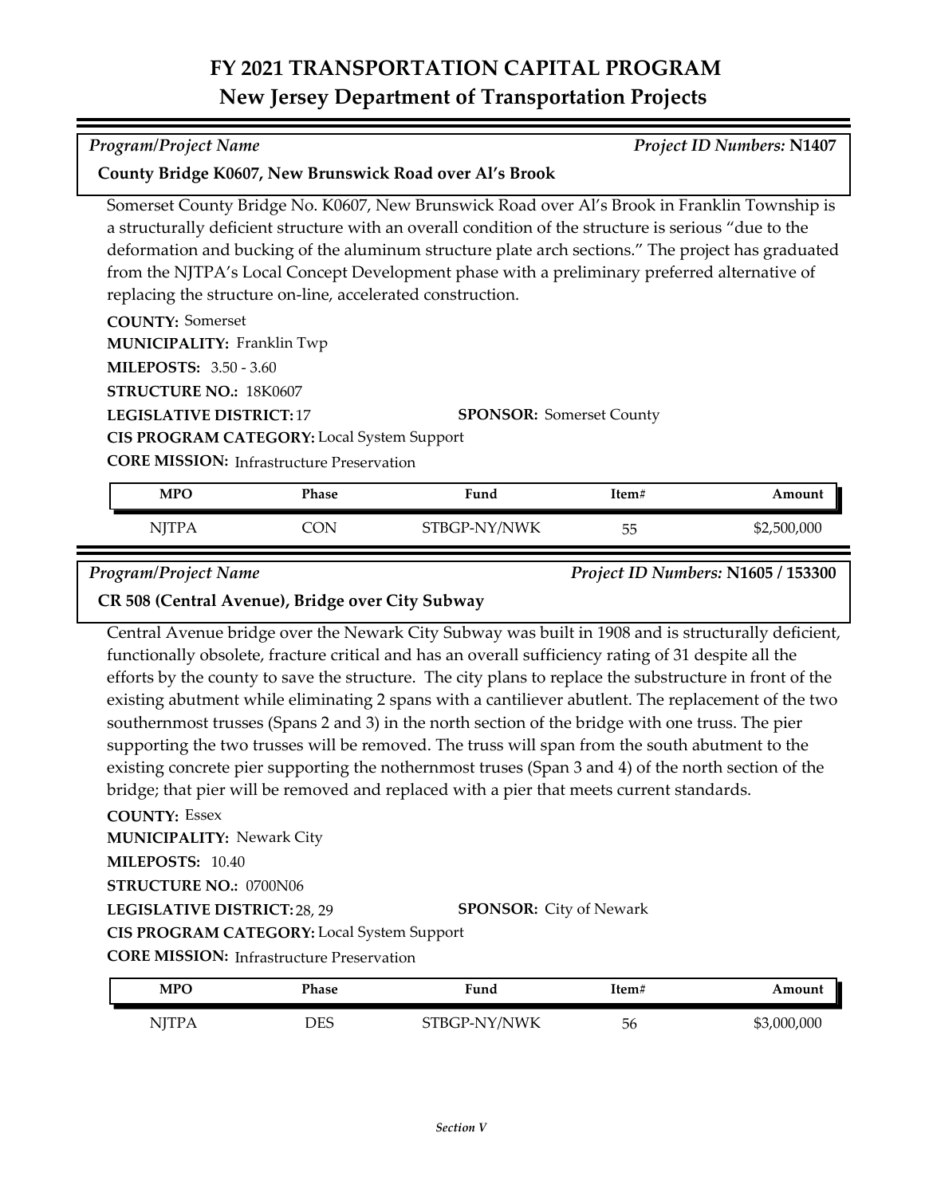# FY 2021 TRANSPORTATION CAPITAL PROGRAM
## New Jersey Department of Transportation Projects

*Program/Project Name* | *Project ID Numbers:* **N1407**

**County Bridge K0607, New Brunswick Road over Al's Brook**

Somerset County Bridge No. K0607, New Brunswick Road over Al's Brook in Franklin Township is a structurally deficient structure with an overall condition of the structure is serious "due to the deformation and bucking of the aluminum structure plate arch sections." The project has graduated from the NJTPA's Local Concept Development phase with a preliminary preferred alternative of replacing the structure on-line, accelerated construction.

**COUNTY:** Somerset
**MUNICIPALITY:** Franklin Twp
**MILEPOSTS:** 3.50 - 3.60
**STRUCTURE NO.:** 18K0607
**LEGISLATIVE DISTRICT:** 17
**SPONSOR:** Somerset County
**CIS PROGRAM CATEGORY:** Local System Support
**CORE MISSION:** Infrastructure Preservation

| MPO | Phase | Fund | Item# | Amount |
|---|---|---|---|---|
| NJTPA | CON | STBGP-NY/NWK | 55 | $2,500,000 |

*Program/Project Name* | *Project ID Numbers:* **N1605 / 153300**

**CR 508 (Central Avenue), Bridge over City Subway**

Central Avenue bridge over the Newark City Subway was built in 1908 and is structurally deficient, functionally obsolete, fracture critical and has an overall sufficiency rating of 31 despite all the efforts by the county to save the structure. The city plans to replace the substructure in front of the existing abutment while eliminating 2 spans with a cantiliever abutlent. The replacement of the two southernmost trusses (Spans 2 and 3) in the north section of the bridge with one truss. The pier supporting the two trusses will be removed. The truss will span from the south abutment to the existing concrete pier supporting the nothernmost truses (Span 3 and 4) of the north section of the bridge; that pier will be removed and replaced with a pier that meets current standards.

**COUNTY:** Essex
**MUNICIPALITY:** Newark City
**MILEPOSTS:** 10.40
**STRUCTURE NO.:** 0700N06
**LEGISLATIVE DISTRICT:** 28, 29
**SPONSOR:** City of Newark
**CIS PROGRAM CATEGORY:** Local System Support
**CORE MISSION:** Infrastructure Preservation

| MPO | Phase | Fund | Item# | Amount |
|---|---|---|---|---|
| NJTPA | DES | STBGP-NY/NWK | 56 | $3,000,000 |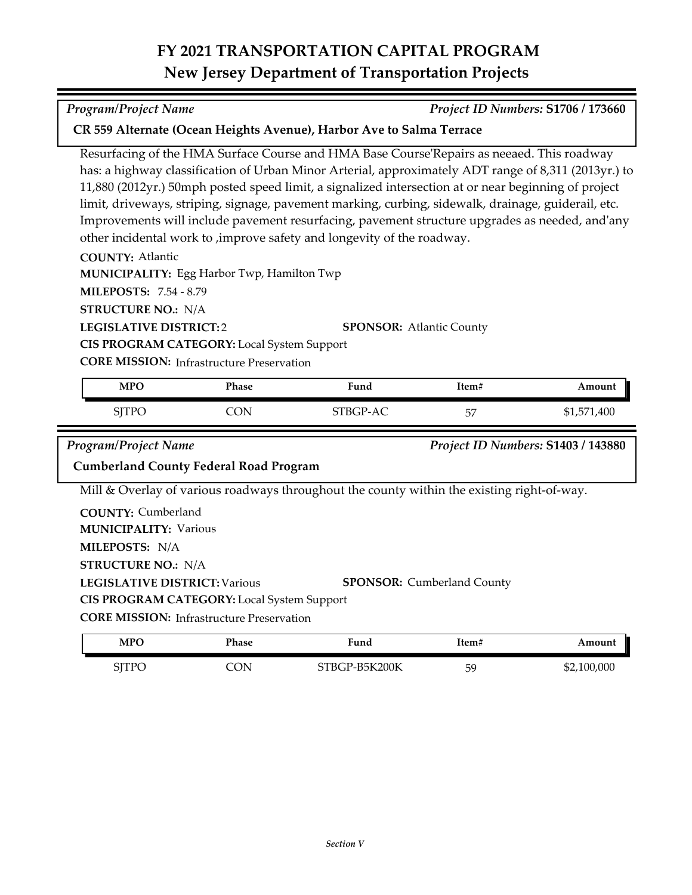# FY 2021 TRANSPORTATION CAPITAL PROGRAM
## New Jersey Department of Transportation Projects

*Program/Project Name* — *Project ID Numbers:* **S1706 / 173660**

### CR 559 Alternate (Ocean Heights Avenue), Harbor Ave to Salma Terrace

Resurfacing of the HMA Surface Course and HMA Base Course'Repairs as neeaed. This roadway has: a highway classification of Urban Minor Arterial, approximately ADT range of 8,311 (2013yr.) to 11,880 (2012yr.) 50mph posted speed limit, a signalized intersection at or near beginning of project limit, driveways, striping, signage, pavement marking, curbing, sidewalk, drainage, guiderail, etc. Improvements will include pavement resurfacing, pavement structure upgrades as needed, and'any other incidental work to ,improve safety and longevity of the roadway.

**COUNTY:** Atlantic
**MUNICIPALITY:** Egg Harbor Twp, Hamilton Twp
**MILEPOSTS:** 7.54 - 8.79
**STRUCTURE NO.:** N/A
**LEGISLATIVE DISTRICT:** 2
**SPONSOR:** Atlantic County
**CIS PROGRAM CATEGORY:** Local System Support
**CORE MISSION:** Infrastructure Preservation

| MPO | Phase | Fund | Item# | Amount |
|---|---|---|---|---|
| SJTPO | CON | STBGP-AC | 57 | $1,571,400 |

*Program/Project Name* — *Project ID Numbers:* **S1403 / 143880**

### Cumberland County Federal Road Program

Mill & Overlay of various roadways throughout the county within the existing right-of-way.

**COUNTY:** Cumberland
**MUNICIPALITY:** Various
**MILEPOSTS:** N/A
**STRUCTURE NO.:** N/A
**LEGISLATIVE DISTRICT:** Various
**SPONSOR:** Cumberland County
**CIS PROGRAM CATEGORY:** Local System Support
**CORE MISSION:** Infrastructure Preservation

| MPO | Phase | Fund | Item# | Amount |
|---|---|---|---|---|
| SJTPO | CON | STBGP-B5K200K | 59 | $2,100,000 |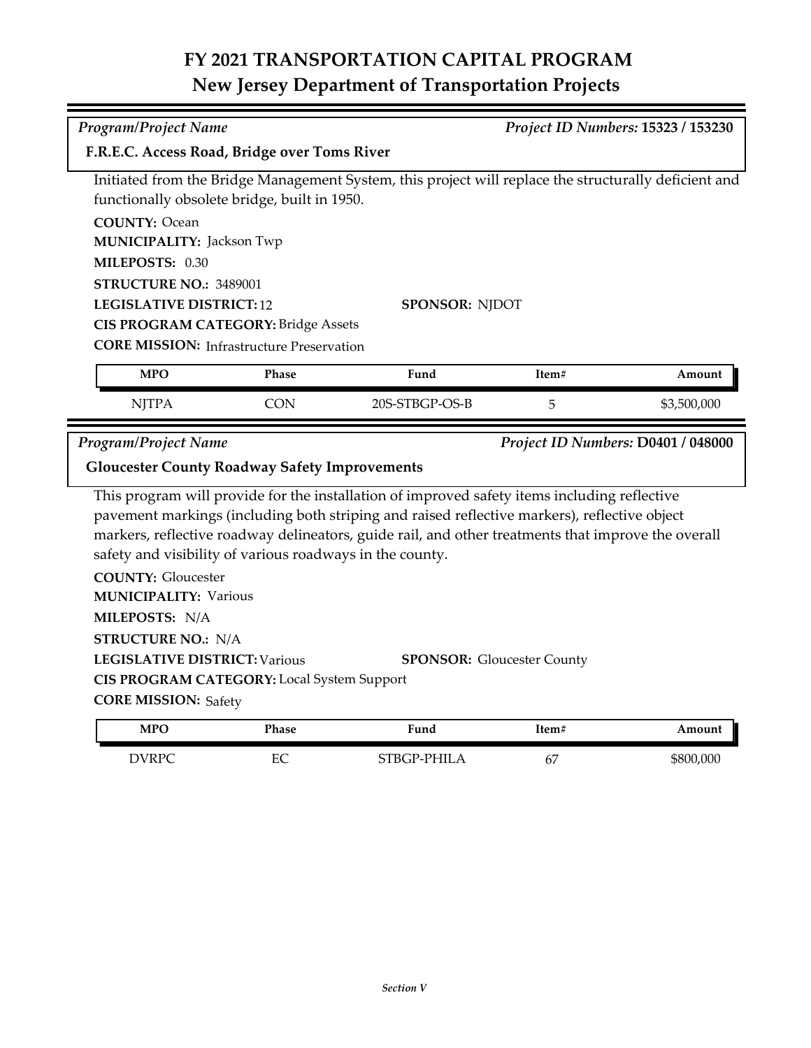# FY 2021 TRANSPORTATION CAPITAL PROGRAM
## New Jersey Department of Transportation Projects

*Program/Project Name* | *Project ID Numbers:* **15323 / 153230**

**F.R.E.C. Access Road, Bridge over Toms River**

Initiated from the Bridge Management System, this project will replace the structurally deficient and functionally obsolete bridge, built in 1950.

**COUNTY:** Ocean
**MUNICIPALITY:** Jackson Twp
**MILEPOSTS:** 0.30
**STRUCTURE NO.:** 3489001
**LEGISLATIVE DISTRICT:** 12
**SPONSOR:** NJDOT
**CIS PROGRAM CATEGORY:** Bridge Assets
**CORE MISSION:** Infrastructure Preservation

| MPO | Phase | Fund | Item# | Amount |
|---|---|---|---|---|
| NJTPA | CON | 20S-STBGP-OS-B | 5 | $3,500,000 |

*Program/Project Name* | *Project ID Numbers:* **D0401 / 048000**

**Gloucester County Roadway Safety Improvements**

This program will provide for the installation of improved safety items including reflective pavement markings (including both striping and raised reflective markers), reflective object markers, reflective roadway delineators, guide rail, and other treatments that improve the overall safety and visibility of various roadways in the county.

**COUNTY:** Gloucester
**MUNICIPALITY:** Various
**MILEPOSTS:** N/A
**STRUCTURE NO.:** N/A
**LEGISLATIVE DISTRICT:** Various
**SPONSOR:** Gloucester County
**CIS PROGRAM CATEGORY:** Local System Support
**CORE MISSION:** Safety

| MPO | Phase | Fund | Item# | Amount |
|---|---|---|---|---|
| DVRPC | EC | STBGP-PHILA | 67 | $800,000 |

*Section V*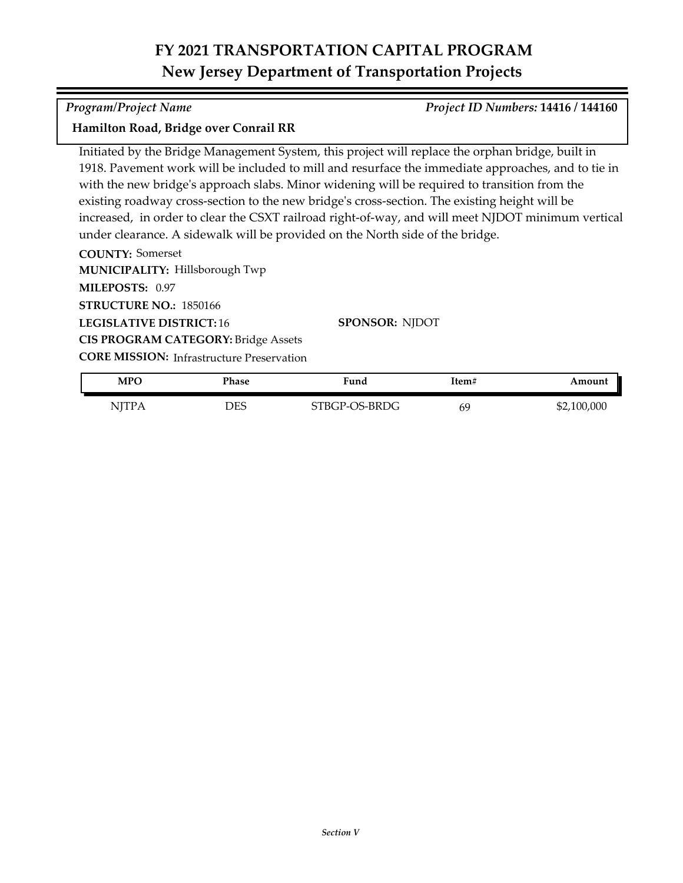# FY 2021 TRANSPORTATION CAPITAL PROGRAM
## New Jersey Department of Transportation Projects

*Program/Project Name* — *Project ID Numbers:* **14416 / 144160**

**Hamilton Road, Bridge over Conrail RR**

Initiated by the Bridge Management System, this project will replace the orphan bridge, built in 1918. Pavement work will be included to mill and resurface the immediate approaches, and to tie in with the new bridge's approach slabs. Minor widening will be required to transition from the existing roadway cross-section to the new bridge's cross-section. The existing height will be increased, in order to clear the CSXT railroad right-of-way, and will meet NJDOT minimum vertical under clearance. A sidewalk will be provided on the North side of the bridge.

**COUNTY:** Somerset
**MUNICIPALITY:** Hillsborough Twp
**MILEPOSTS:** 0.97
**STRUCTURE NO.:** 1850166
**LEGISLATIVE DISTRICT:** 16
**SPONSOR:** NJDOT
**CIS PROGRAM CATEGORY:** Bridge Assets
**CORE MISSION:** Infrastructure Preservation

| MPO | Phase | Fund | Item# | Amount |
|---|---|---|---|---|
| NJTPA | DES | STBGP-OS-BRDG | 69 | $2,100,000 |

*Section V*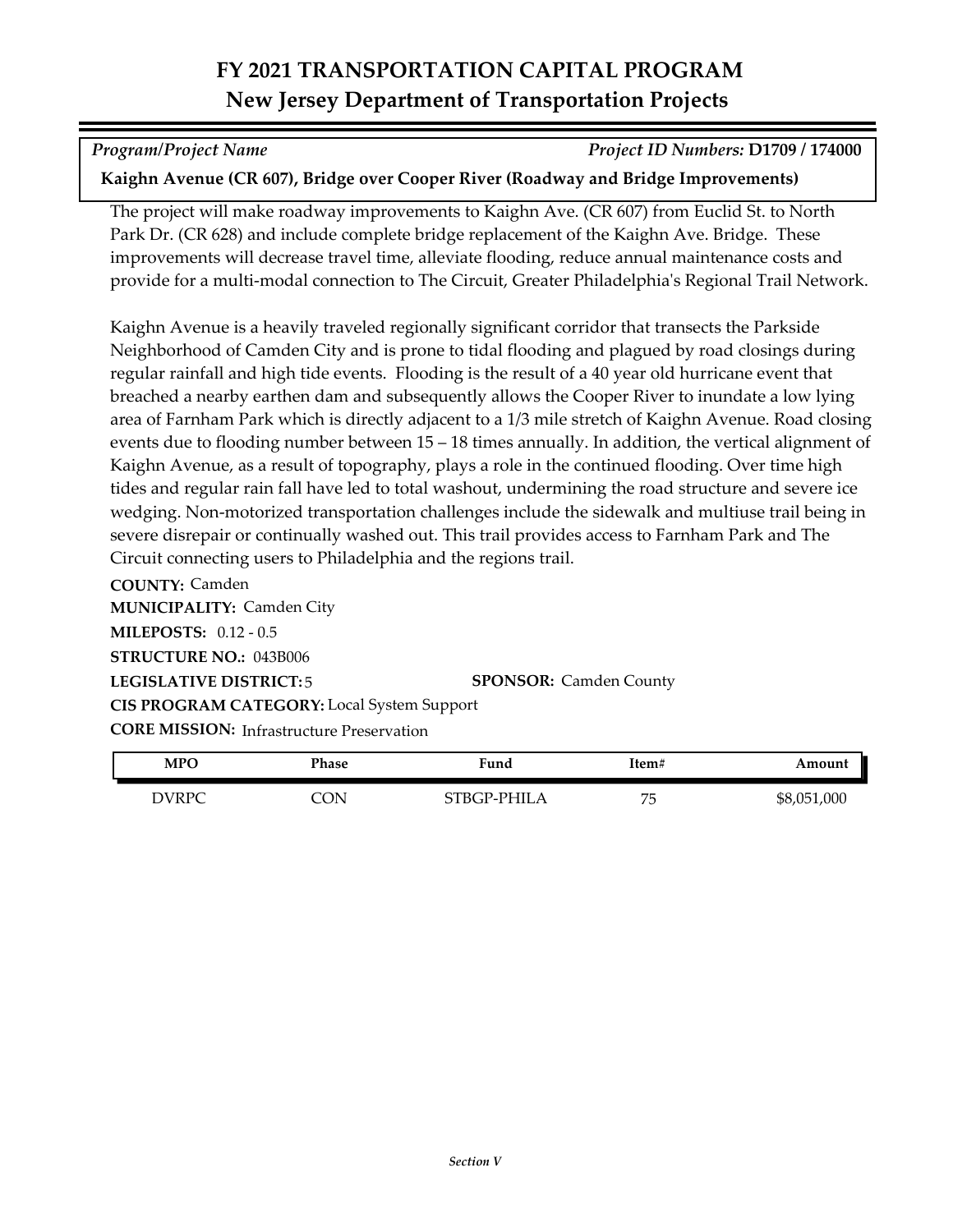# FY 2021 TRANSPORTATION CAPITAL PROGRAM
## New Jersey Department of Transportation Projects

*Program/Project Name* *Project ID Numbers:* **D1709 / 174000**

**Kaighn Avenue (CR 607), Bridge over Cooper River (Roadway and Bridge Improvements)**

The project will make roadway improvements to Kaighn Ave. (CR 607) from Euclid St. to North Park Dr. (CR 628) and include complete bridge replacement of the Kaighn Ave. Bridge. These improvements will decrease travel time, alleviate flooding, reduce annual maintenance costs and provide for a multi-modal connection to The Circuit, Greater Philadelphia's Regional Trail Network.

Kaighn Avenue is a heavily traveled regionally significant corridor that transects the Parkside Neighborhood of Camden City and is prone to tidal flooding and plagued by road closings during regular rainfall and high tide events. Flooding is the result of a 40 year old hurricane event that breached a nearby earthen dam and subsequently allows the Cooper River to inundate a low lying area of Farnham Park which is directly adjacent to a 1/3 mile stretch of Kaighn Avenue. Road closing events due to flooding number between 15 – 18 times annually. In addition, the vertical alignment of Kaighn Avenue, as a result of topography, plays a role in the continued flooding. Over time high tides and regular rain fall have led to total washout, undermining the road structure and severe ice wedging. Non-motorized transportation challenges include the sidewalk and multiuse trail being in severe disrepair or continually washed out. This trail provides access to Farnham Park and The Circuit connecting users to Philadelphia and the regions trail.

**COUNTY:** Camden
**MUNICIPALITY:** Camden City
**MILEPOSTS:** 0.12 - 0.5
**STRUCTURE NO.:** 043B006
**LEGISLATIVE DISTRICT:** 5
**SPONSOR:** Camden County
**CIS PROGRAM CATEGORY:** Local System Support
**CORE MISSION:** Infrastructure Preservation

| MPO | Phase | Fund | Item# | Amount |
|---|---|---|---|---|
| DVRPC | CON | STBGP-PHILA | 75 | $8,051,000 |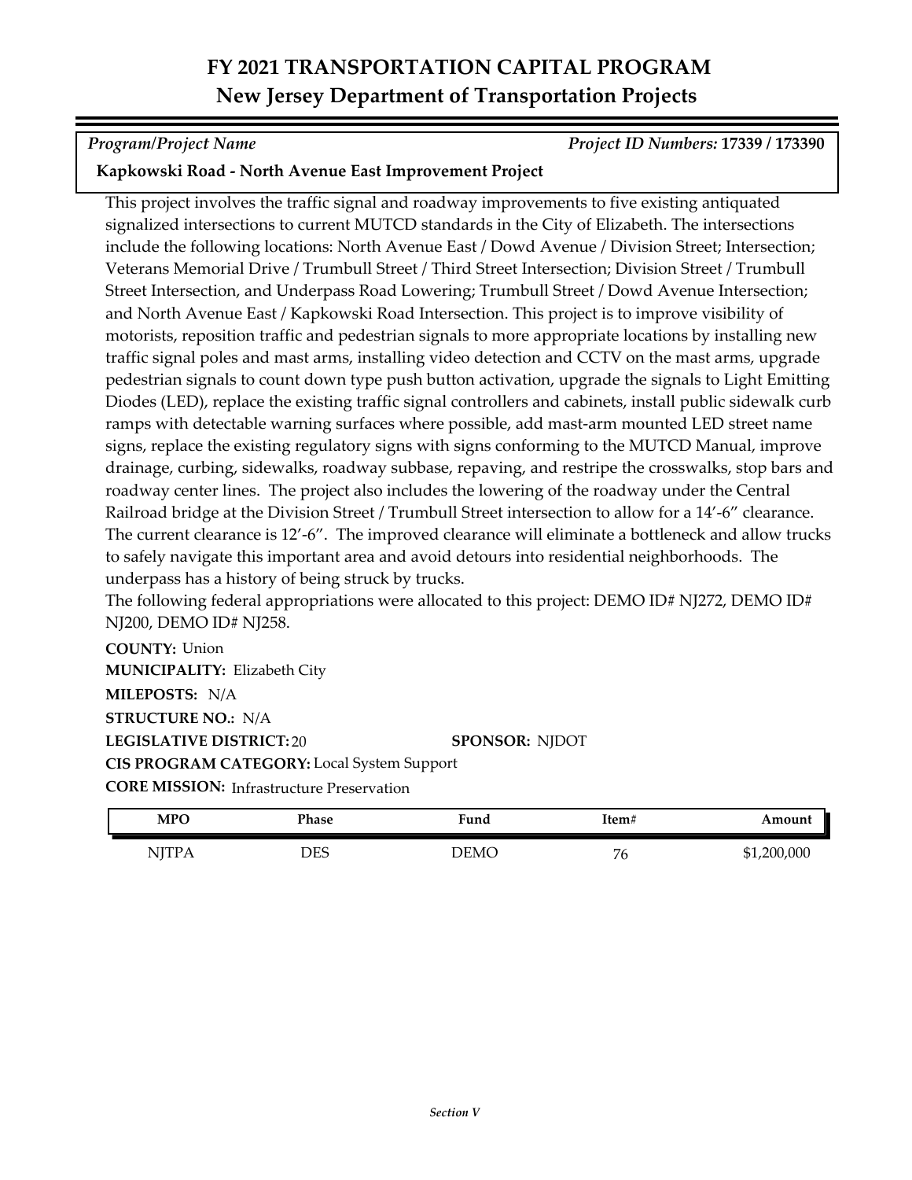# FY 2021 TRANSPORTATION CAPITAL PROGRAM
## New Jersey Department of Transportation Projects

*Program/Project Name* | *Project ID Numbers:* **17339 / 173390**

**Kapkowski Road - North Avenue East Improvement Project**

This project involves the traffic signal and roadway improvements to five existing antiquated signalized intersections to current MUTCD standards in the City of Elizabeth. The intersections include the following locations: North Avenue East / Dowd Avenue / Division Street; Intersection; Veterans Memorial Drive / Trumbull Street / Third Street Intersection; Division Street / Trumbull Street Intersection, and Underpass Road Lowering; Trumbull Street / Dowd Avenue Intersection; and North Avenue East / Kapkowski Road Intersection. This project is to improve visibility of motorists, reposition traffic and pedestrian signals to more appropriate locations by installing new traffic signal poles and mast arms, installing video detection and CCTV on the mast arms, upgrade pedestrian signals to count down type push button activation, upgrade the signals to Light Emitting Diodes (LED), replace the existing traffic signal controllers and cabinets, install public sidewalk curb ramps with detectable warning surfaces where possible, add mast-arm mounted LED street name signs, replace the existing regulatory signs with signs conforming to the MUTCD Manual, improve drainage, curbing, sidewalks, roadway subbase, repaving, and restripe the crosswalks, stop bars and roadway center lines. The project also includes the lowering of the roadway under the Central Railroad bridge at the Division Street / Trumbull Street intersection to allow for a 14'-6" clearance. The current clearance is 12'-6". The improved clearance will eliminate a bottleneck and allow trucks to safely navigate this important area and avoid detours into residential neighborhoods. The underpass has a history of being struck by trucks.
The following federal appropriations were allocated to this project: DEMO ID# NJ272, DEMO ID# NJ200, DEMO ID# NJ258.

**COUNTY:** Union
**MUNICIPALITY:** Elizabeth City
**MILEPOSTS:** N/A
**STRUCTURE NO.:** N/A
**LEGISLATIVE DISTRICT:** 20 **SPONSOR:** NJDOT
**CIS PROGRAM CATEGORY:** Local System Support
**CORE MISSION:** Infrastructure Preservation

| MPO | Phase | Fund | Item# | Amount |
|---|---|---|---|---|
| NJTPA | DES | DEMO | 76 | $1,200,000 |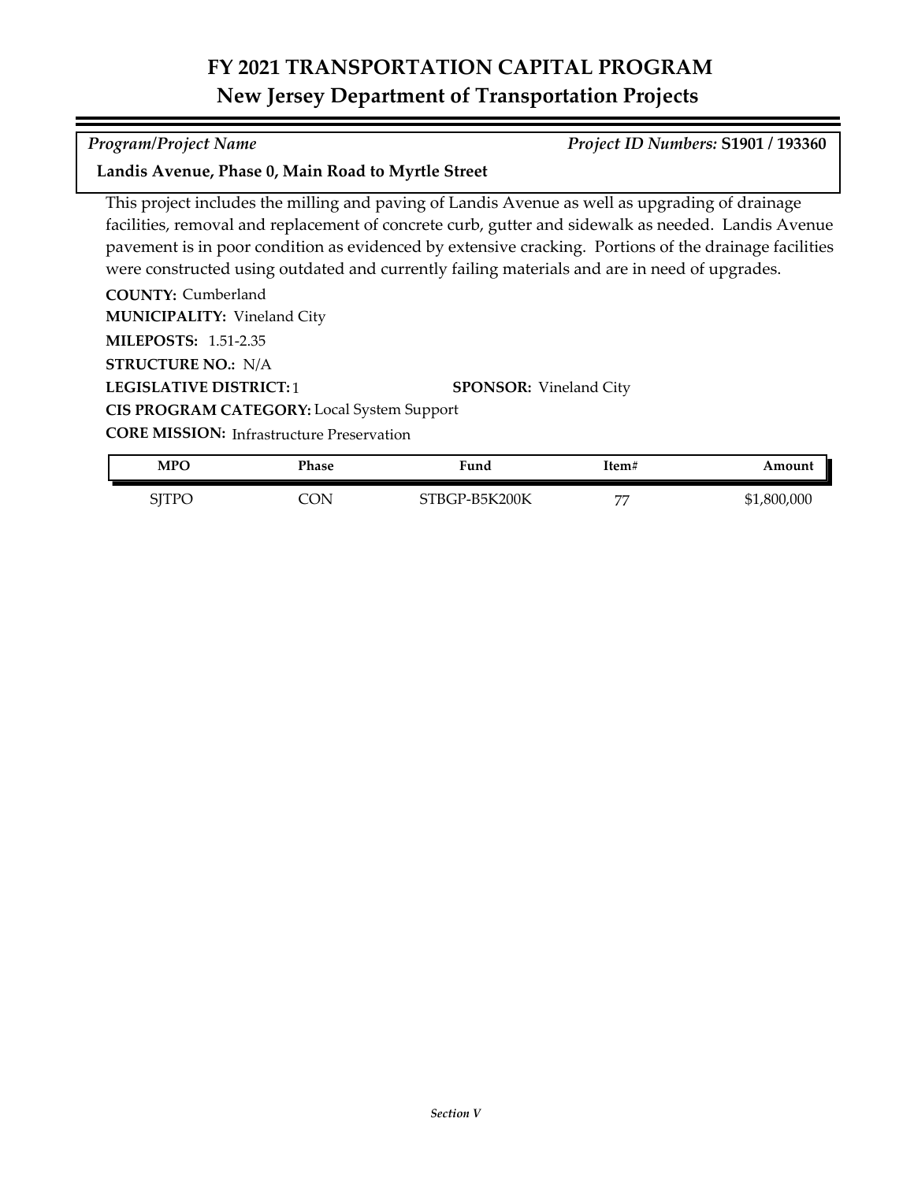# FY 2021 TRANSPORTATION CAPITAL PROGRAM
## New Jersey Department of Transportation Projects

*Program/Project Name* *Project ID Numbers:* **S1901 / 193360**

**Landis Avenue, Phase 0, Main Road to Myrtle Street**

This project includes the milling and paving of Landis Avenue as well as upgrading of drainage facilities, removal and replacement of concrete curb, gutter and sidewalk as needed. Landis Avenue pavement is in poor condition as evidenced by extensive cracking. Portions of the drainage facilities were constructed using outdated and currently failing materials and are in need of upgrades.

**COUNTY:** Cumberland
**MUNICIPALITY:** Vineland City
**MILEPOSTS:** 1.51-2.35
**STRUCTURE NO.:** N/A
**LEGISLATIVE DISTRICT:** 1
**SPONSOR:** Vineland City
**CIS PROGRAM CATEGORY:** Local System Support
**CORE MISSION:** Infrastructure Preservation

| MPO | Phase | Fund | Item# | Amount |
|---|---|---|---|---|
| SJTPO | CON | STBGP-B5K200K | 77 | $1,800,000 |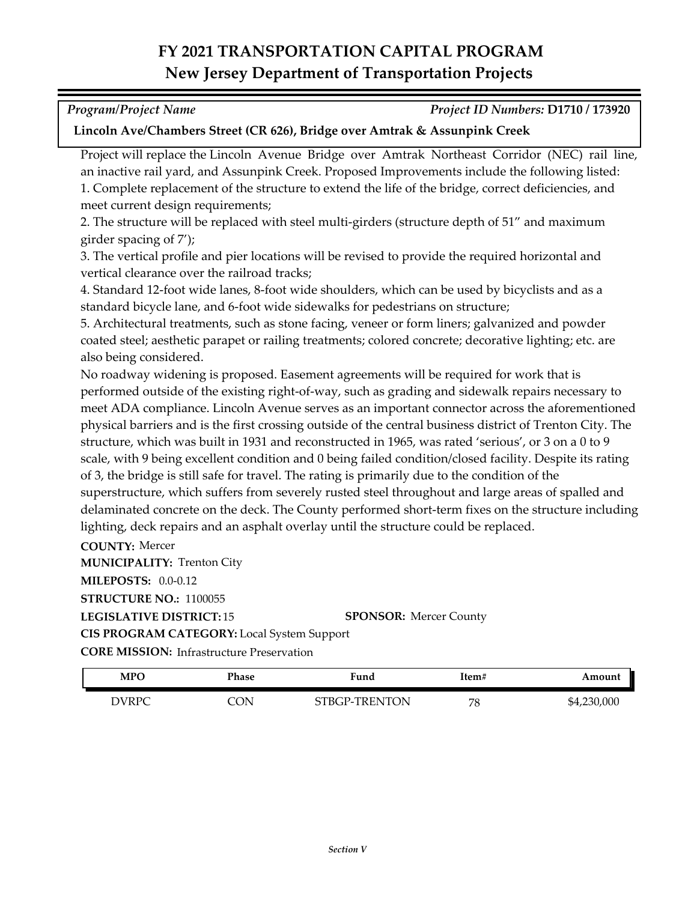# FY 2021 TRANSPORTATION CAPITAL PROGRAM

## New Jersey Department of Transportation Projects

*Program/Project Name* — *Project ID Numbers:* **D1710 / 173920**

**Lincoln Ave/Chambers Street (CR 626), Bridge over Amtrak & Assunpink Creek**

Project will replace the Lincoln Avenue Bridge over Amtrak Northeast Corridor (NEC) rail line, an inactive rail yard, and Assunpink Creek. Proposed Improvements include the following listed:

1. Complete replacement of the structure to extend the life of the bridge, correct deficiencies, and meet current design requirements;
2. The structure will be replaced with steel multi-girders (structure depth of 51" and maximum girder spacing of 7');
3. The vertical profile and pier locations will be revised to provide the required horizontal and vertical clearance over the railroad tracks;
4. Standard 12-foot wide lanes, 8-foot wide shoulders, which can be used by bicyclists and as a standard bicycle lane, and 6-foot wide sidewalks for pedestrians on structure;
5. Architectural treatments, such as stone facing, veneer or form liners; galvanized and powder coated steel; aesthetic parapet or railing treatments; colored concrete; decorative lighting; etc. are also being considered.

No roadway widening is proposed. Easement agreements will be required for work that is performed outside of the existing right-of-way, such as grading and sidewalk repairs necessary to meet ADA compliance. Lincoln Avenue serves as an important connector across the aforementioned physical barriers and is the first crossing outside of the central business district of Trenton City. The structure, which was built in 1931 and reconstructed in 1965, was rated 'serious', or 3 on a 0 to 9 scale, with 9 being excellent condition and 0 being failed condition/closed facility. Despite its rating of 3, the bridge is still safe for travel. The rating is primarily due to the condition of the superstructure, which suffers from severely rusted steel throughout and large areas of spalled and delaminated concrete on the deck. The County performed short-term fixes on the structure including lighting, deck repairs and an asphalt overlay until the structure could be replaced.

**COUNTY:** Mercer
**MUNICIPALITY:** Trenton City
**MILEPOSTS:** 0.0-0.12
**STRUCTURE NO.:** 1100055
**LEGISLATIVE DISTRICT:** 15
**SPONSOR:** Mercer County
**CIS PROGRAM CATEGORY:** Local System Support
**CORE MISSION:** Infrastructure Preservation

| MPO | Phase | Fund | Item# | Amount |
| --- | --- | --- | --- | --- |
| DVRPC | CON | STBGP-TRENTON | 78 | $4,230,000 |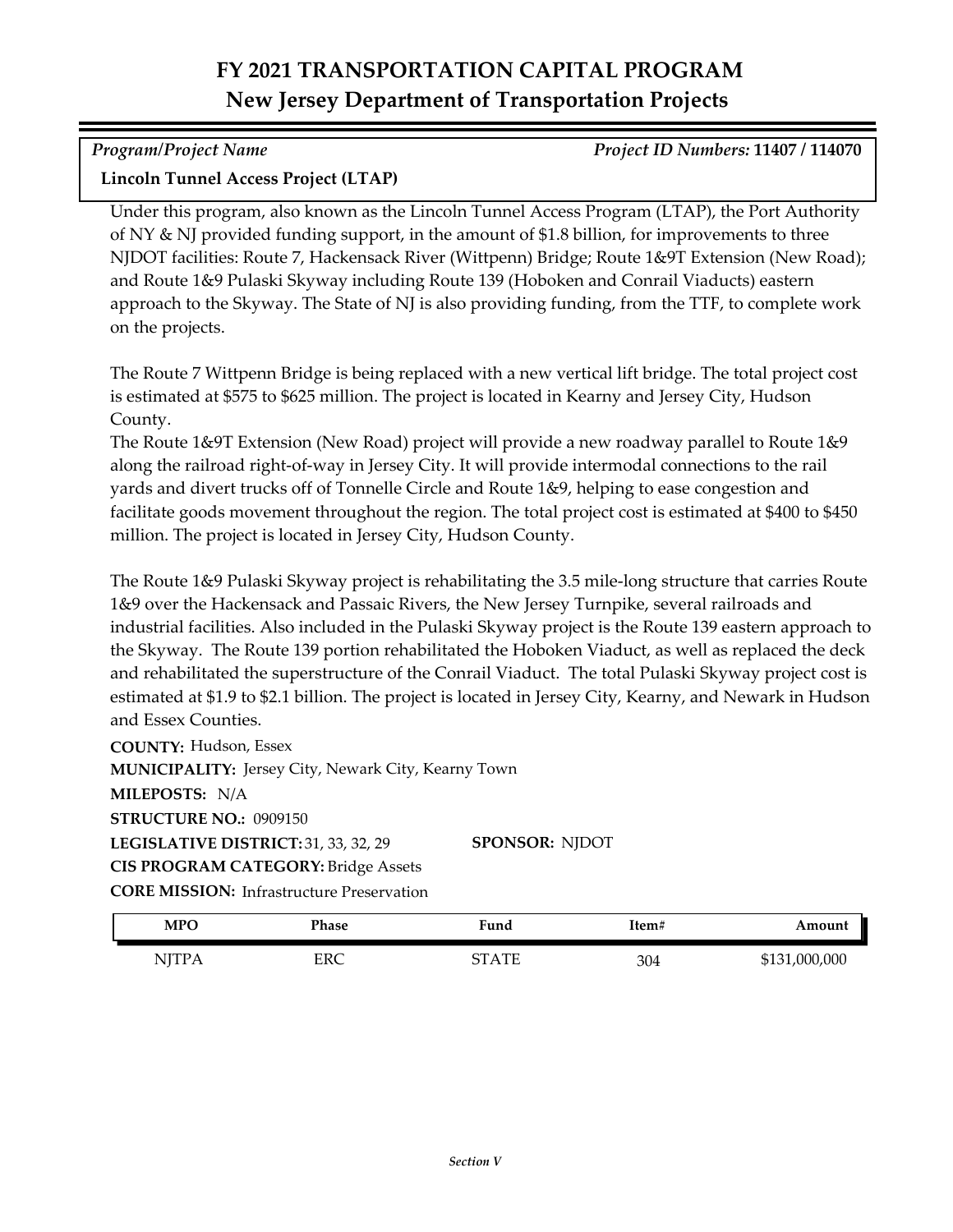# FY 2021 TRANSPORTATION CAPITAL PROGRAM
## New Jersey Department of Transportation Projects

*Program/Project Name* *Project ID Numbers:* **11407 / 114070**

**Lincoln Tunnel Access Project (LTAP)**

Under this program, also known as the Lincoln Tunnel Access Program (LTAP), the Port Authority of NY & NJ provided funding support, in the amount of $1.8 billion, for improvements to three NJDOT facilities: Route 7, Hackensack River (Wittpenn) Bridge; Route 1&9T Extension (New Road); and Route 1&9 Pulaski Skyway including Route 139 (Hoboken and Conrail Viaducts) eastern approach to the Skyway. The State of NJ is also providing funding, from the TTF, to complete work on the projects.

The Route 7 Wittpenn Bridge is being replaced with a new vertical lift bridge. The total project cost is estimated at $575 to $625 million. The project is located in Kearny and Jersey City, Hudson County.
The Route 1&9T Extension (New Road) project will provide a new roadway parallel to Route 1&9 along the railroad right-of-way in Jersey City. It will provide intermodal connections to the rail yards and divert trucks off of Tonnelle Circle and Route 1&9, helping to ease congestion and facilitate goods movement throughout the region. The total project cost is estimated at $400 to $450 million. The project is located in Jersey City, Hudson County.

The Route 1&9 Pulaski Skyway project is rehabilitating the 3.5 mile-long structure that carries Route 1&9 over the Hackensack and Passaic Rivers, the New Jersey Turnpike, several railroads and industrial facilities. Also included in the Pulaski Skyway project is the Route 139 eastern approach to the Skyway. The Route 139 portion rehabilitated the Hoboken Viaduct, as well as replaced the deck and rehabilitated the superstructure of the Conrail Viaduct. The total Pulaski Skyway project cost is estimated at $1.9 to $2.1 billion. The project is located in Jersey City, Kearny, and Newark in Hudson and Essex Counties.

**COUNTY:** Hudson, Essex
**MUNICIPALITY:** Jersey City, Newark City, Kearny Town
**MILEPOSTS:** N/A
**STRUCTURE NO.:** 0909150
**LEGISLATIVE DISTRICT:** 31, 33, 32, 29 **SPONSOR:** NJDOT
**CIS PROGRAM CATEGORY:** Bridge Assets
**CORE MISSION:** Infrastructure Preservation

| MPO | Phase | Fund | Item# | Amount |
|---|---|---|---|---|
| NJTPA | ERC | STATE | 304 | $131,000,000 |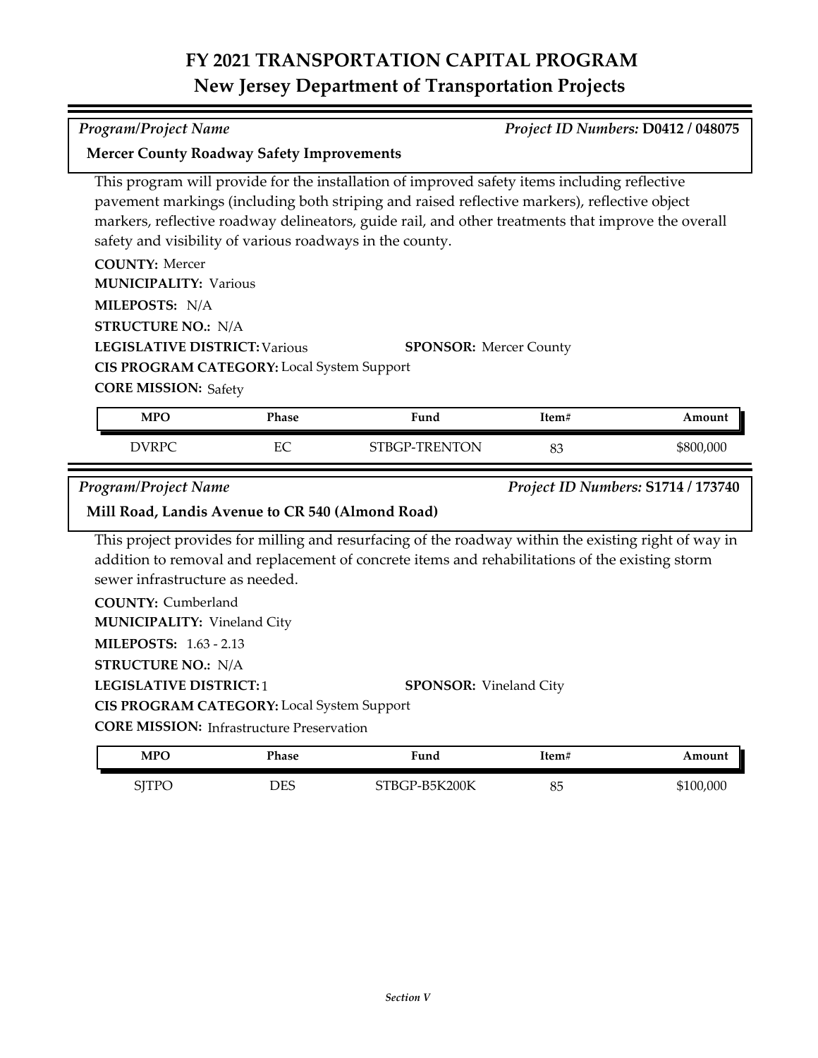# FY 2021 TRANSPORTATION CAPITAL PROGRAM
## New Jersey Department of Transportation Projects

*Program/Project Name* *Project ID Numbers:* **D0412 / 048075**

**Mercer County Roadway Safety Improvements**

This program will provide for the installation of improved safety items including reflective pavement markings (including both striping and raised reflective markers), reflective object markers, reflective roadway delineators, guide rail, and other treatments that improve the overall safety and visibility of various roadways in the county.

**COUNTY:** Mercer
**MUNICIPALITY:** Various
**MILEPOSTS:** N/A
**STRUCTURE NO.:** N/A
**LEGISLATIVE DISTRICT:** Various
**SPONSOR:** Mercer County
**CIS PROGRAM CATEGORY:** Local System Support
**CORE MISSION:** Safety

| MPO | Phase | Fund | Item# | Amount |
|---|---|---|---|---|
| DVRPC | EC | STBGP-TRENTON | 83 | $800,000 |

*Program/Project Name* *Project ID Numbers:* **S1714 / 173740**

**Mill Road, Landis Avenue to CR 540 (Almond Road)**

This project provides for milling and resurfacing of the roadway within the existing right of way in addition to removal and replacement of concrete items and rehabilitations of the existing storm sewer infrastructure as needed.

**COUNTY:** Cumberland
**MUNICIPALITY:** Vineland City
**MILEPOSTS:** 1.63 - 2.13
**STRUCTURE NO.:** N/A
**LEGISLATIVE DISTRICT:** 1
**SPONSOR:** Vineland City
**CIS PROGRAM CATEGORY:** Local System Support
**CORE MISSION:** Infrastructure Preservation

| MPO | Phase | Fund | Item# | Amount |
|---|---|---|---|---|
| SJTPO | DES | STBGP-B5K200K | 85 | $100,000 |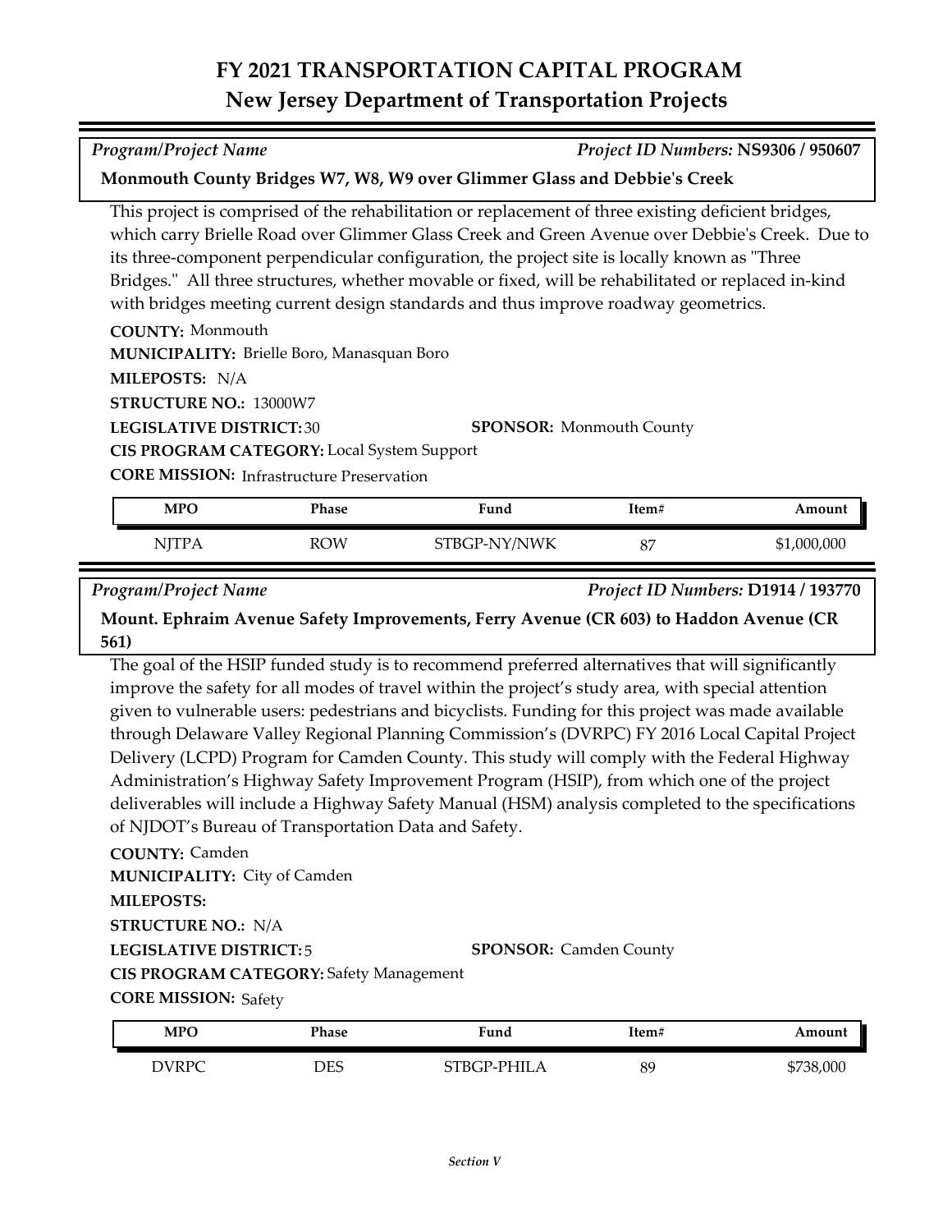# FY 2021 TRANSPORTATION CAPITAL PROGRAM
## New Jersey Department of Transportation Projects

*Program/Project Name* | *Project ID Numbers:* **NS9306 / 950607**

**Monmouth County Bridges W7, W8, W9 over Glimmer Glass and Debbie's Creek**

This project is comprised of the rehabilitation or replacement of three existing deficient bridges, which carry Brielle Road over Glimmer Glass Creek and Green Avenue over Debbie's Creek. Due to its three-component perpendicular configuration, the project site is locally known as "Three Bridges." All three structures, whether movable or fixed, will be rehabilitated or replaced in-kind with bridges meeting current design standards and thus improve roadway geometrics.

**COUNTY:** Monmouth
**MUNICIPALITY:** Brielle Boro, Manasquan Boro
**MILEPOSTS:** N/A
**STRUCTURE NO.:** 13000W7
**LEGISLATIVE DISTRICT:** 30
**SPONSOR:** Monmouth County
**CIS PROGRAM CATEGORY:** Local System Support
**CORE MISSION:** Infrastructure Preservation

| MPO | Phase | Fund | Item# | Amount |
|---|---|---|---|---|
| NJTPA | ROW | STBGP-NY/NWK | 87 | $1,000,000 |

*Program/Project Name* | *Project ID Numbers:* **D1914 / 193770**

**Mount. Ephraim Avenue Safety Improvements, Ferry Avenue (CR 603) to Haddon Avenue (CR 561)**

The goal of the HSIP funded study is to recommend preferred alternatives that will significantly improve the safety for all modes of travel within the project's study area, with special attention given to vulnerable users: pedestrians and bicyclists. Funding for this project was made available through Delaware Valley Regional Planning Commission's (DVRPC) FY 2016 Local Capital Project Delivery (LCPD) Program for Camden County. This study will comply with the Federal Highway Administration's Highway Safety Improvement Program (HSIP), from which one of the project deliverables will include a Highway Safety Manual (HSM) analysis completed to the specifications of NJDOT's Bureau of Transportation Data and Safety.

**COUNTY:** Camden
**MUNICIPALITY:** City of Camden
**MILEPOSTS:**
**STRUCTURE NO.:** N/A
**LEGISLATIVE DISTRICT:** 5
**SPONSOR:** Camden County
**CIS PROGRAM CATEGORY:** Safety Management
**CORE MISSION:** Safety

| MPO | Phase | Fund | Item# | Amount |
|---|---|---|---|---|
| DVRPC | DES | STBGP-PHILA | 89 | $738,000 |

*Section V*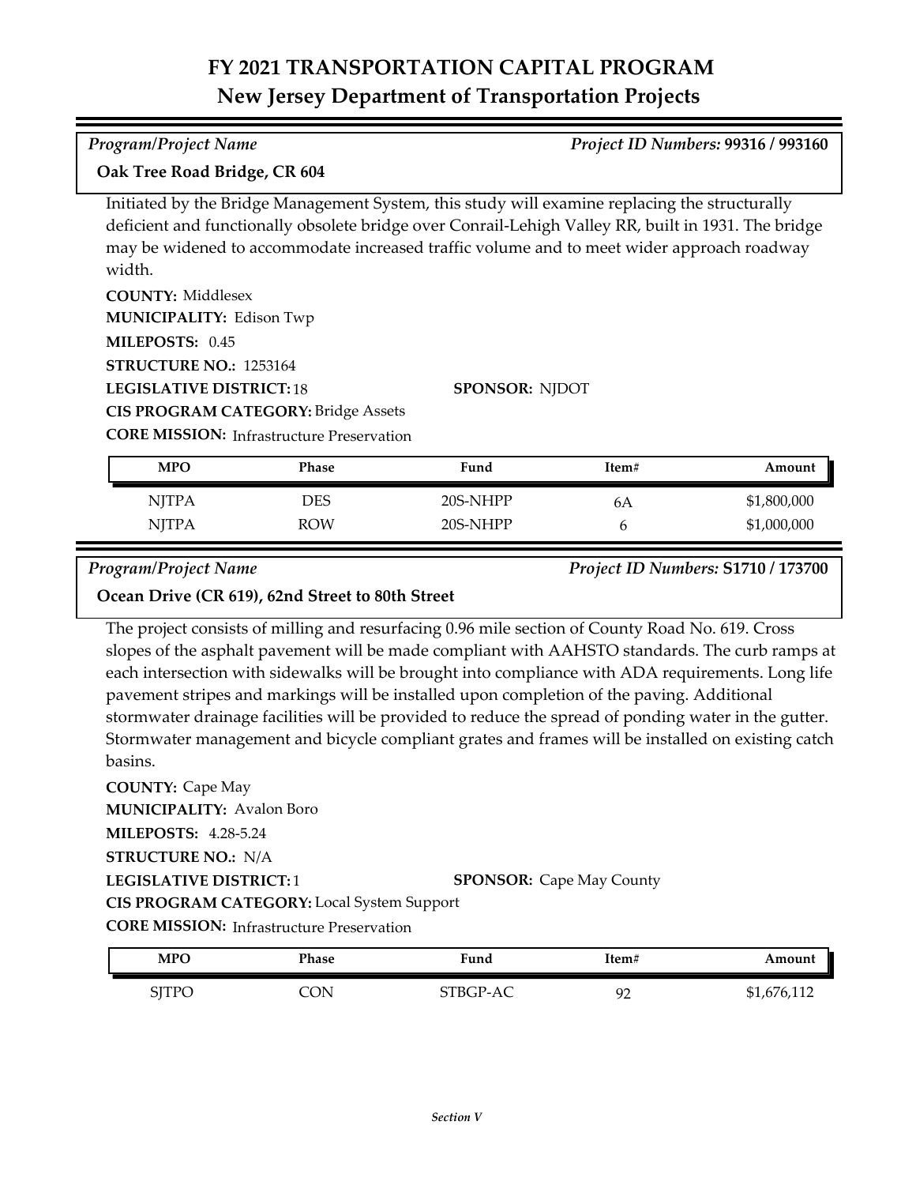# FY 2021 TRANSPORTATION CAPITAL PROGRAM
## New Jersey Department of Transportation Projects

*Program/Project Name* — *Project ID Numbers:* **99316 / 993160**

**Oak Tree Road Bridge, CR 604**

Initiated by the Bridge Management System, this study will examine replacing the structurally deficient and functionally obsolete bridge over Conrail-Lehigh Valley RR, built in 1931. The bridge may be widened to accommodate increased traffic volume and to meet wider approach roadway width.

**COUNTY:** Middlesex
**MUNICIPALITY:** Edison Twp
**MILEPOSTS:** 0.45
**STRUCTURE NO.:** 1253164
**LEGISLATIVE DISTRICT:** 18
**SPONSOR:** NJDOT
**CIS PROGRAM CATEGORY:** Bridge Assets
**CORE MISSION:** Infrastructure Preservation

| MPO | Phase | Fund | Item# | Amount |
|---|---|---|---|---|
| NJTPA | DES | 20S-NHPP | 6A | $1,800,000 |
| NJTPA | ROW | 20S-NHPP | 6 | $1,000,000 |

*Program/Project Name* — *Project ID Numbers:* **S1710 / 173700**

**Ocean Drive (CR 619), 62nd Street to 80th Street**

The project consists of milling and resurfacing 0.96 mile section of County Road No. 619. Cross slopes of the asphalt pavement will be made compliant with AAHSTO standards. The curb ramps at each intersection with sidewalks will be brought into compliance with ADA requirements. Long life pavement stripes and markings will be installed upon completion of the paving. Additional stormwater drainage facilities will be provided to reduce the spread of ponding water in the gutter. Stormwater management and bicycle compliant grates and frames will be installed on existing catch basins.

**COUNTY:** Cape May
**MUNICIPALITY:** Avalon Boro
**MILEPOSTS:** 4.28-5.24
**STRUCTURE NO.:** N/A
**LEGISLATIVE DISTRICT:** 1
**SPONSOR:** Cape May County
**CIS PROGRAM CATEGORY:** Local System Support
**CORE MISSION:** Infrastructure Preservation

| MPO | Phase | Fund | Item# | Amount |
|---|---|---|---|---|
| SJTPO | CON | STBGP-AC | 92 | $1,676,112 |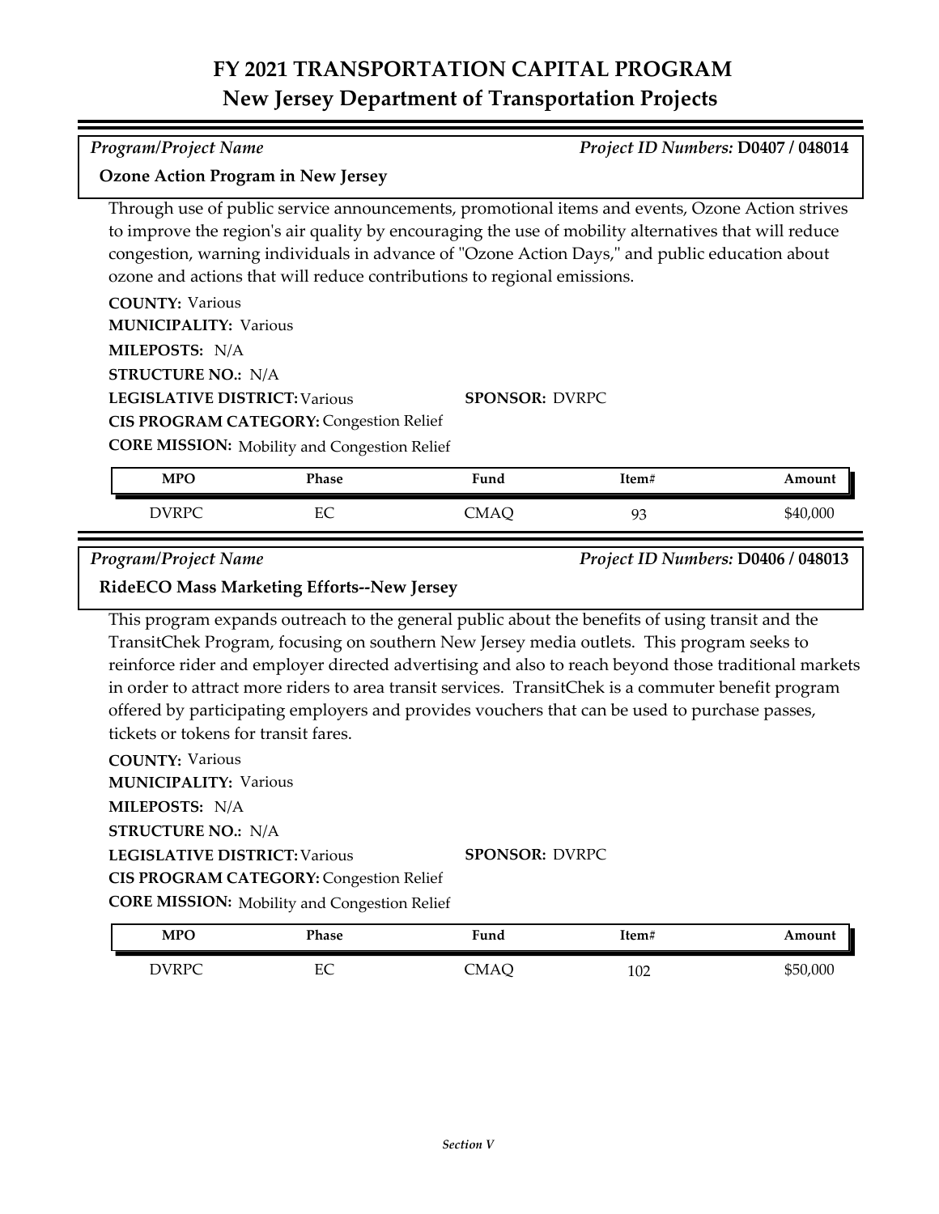# FY 2021 TRANSPORTATION CAPITAL PROGRAM
## New Jersey Department of Transportation Projects

*Program/Project Name* — *Project ID Numbers:* **D0407 / 048014**

**Ozone Action Program in New Jersey**

Through use of public service announcements, promotional items and events, Ozone Action strives to improve the region's air quality by encouraging the use of mobility alternatives that will reduce congestion, warning individuals in advance of "Ozone Action Days," and public education about ozone and actions that will reduce contributions to regional emissions.

**COUNTY:** Various
**MUNICIPALITY:** Various
**MILEPOSTS:** N/A
**STRUCTURE NO.:** N/A
**LEGISLATIVE DISTRICT:** Various
**SPONSOR:** DVRPC
**CIS PROGRAM CATEGORY:** Congestion Relief
**CORE MISSION:** Mobility and Congestion Relief

| MPO | Phase | Fund | Item# | Amount |
|---|---|---|---|---|
| DVRPC | EC | CMAQ | 93 | $40,000 |

*Program/Project Name* — *Project ID Numbers:* **D0406 / 048013**

**RideECO Mass Marketing Efforts--New Jersey**

This program expands outreach to the general public about the benefits of using transit and the TransitChek Program, focusing on southern New Jersey media outlets. This program seeks to reinforce rider and employer directed advertising and also to reach beyond those traditional markets in order to attract more riders to area transit services. TransitChek is a commuter benefit program offered by participating employers and provides vouchers that can be used to purchase passes, tickets or tokens for transit fares.

**COUNTY:** Various
**MUNICIPALITY:** Various
**MILEPOSTS:** N/A
**STRUCTURE NO.:** N/A
**LEGISLATIVE DISTRICT:** Various
**SPONSOR:** DVRPC
**CIS PROGRAM CATEGORY:** Congestion Relief
**CORE MISSION:** Mobility and Congestion Relief

| MPO | Phase | Fund | Item# | Amount |
|---|---|---|---|---|
| DVRPC | EC | CMAQ | 102 | $50,000 |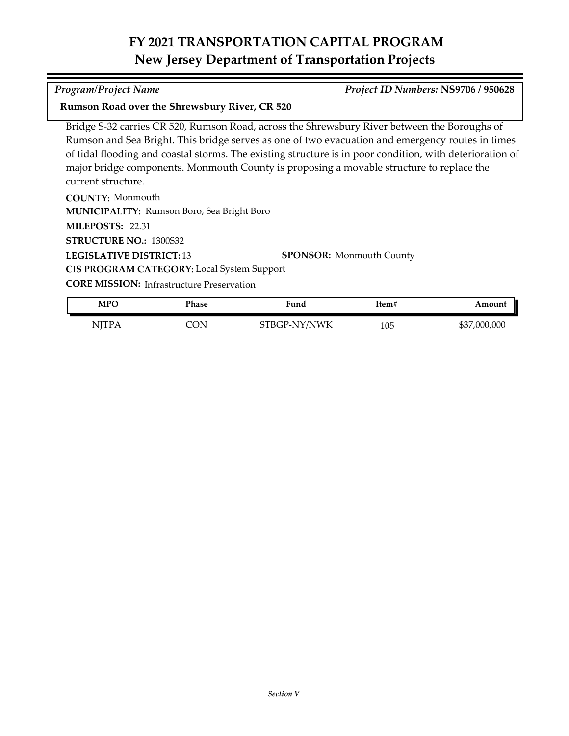# FY 2021 TRANSPORTATION CAPITAL PROGRAM
## New Jersey Department of Transportation Projects

*Program/Project Name* | *Project ID Numbers:* **NS9706 / 950628**

**Rumson Road over the Shrewsbury River, CR 520**

Bridge S-32 carries CR 520, Rumson Road, across the Shrewsbury River between the Boroughs of Rumson and Sea Bright. This bridge serves as one of two evacuation and emergency routes in times of tidal flooding and coastal storms. The existing structure is in poor condition, with deterioration of major bridge components. Monmouth County is proposing a movable structure to replace the current structure.

**COUNTY:** Monmouth
**MUNICIPALITY:** Rumson Boro, Sea Bright Boro
**MILEPOSTS:** 22.31
**STRUCTURE NO.:** 1300S32
**LEGISLATIVE DISTRICT:** 13
**SPONSOR:** Monmouth County
**CIS PROGRAM CATEGORY:** Local System Support
**CORE MISSION:** Infrastructure Preservation

| MPO | Phase | Fund | Item# | Amount |
|---|---|---|---|---|
| NJTPA | CON | STBGP-NY/NWK | 105 | $37,000,000 |

*Section V*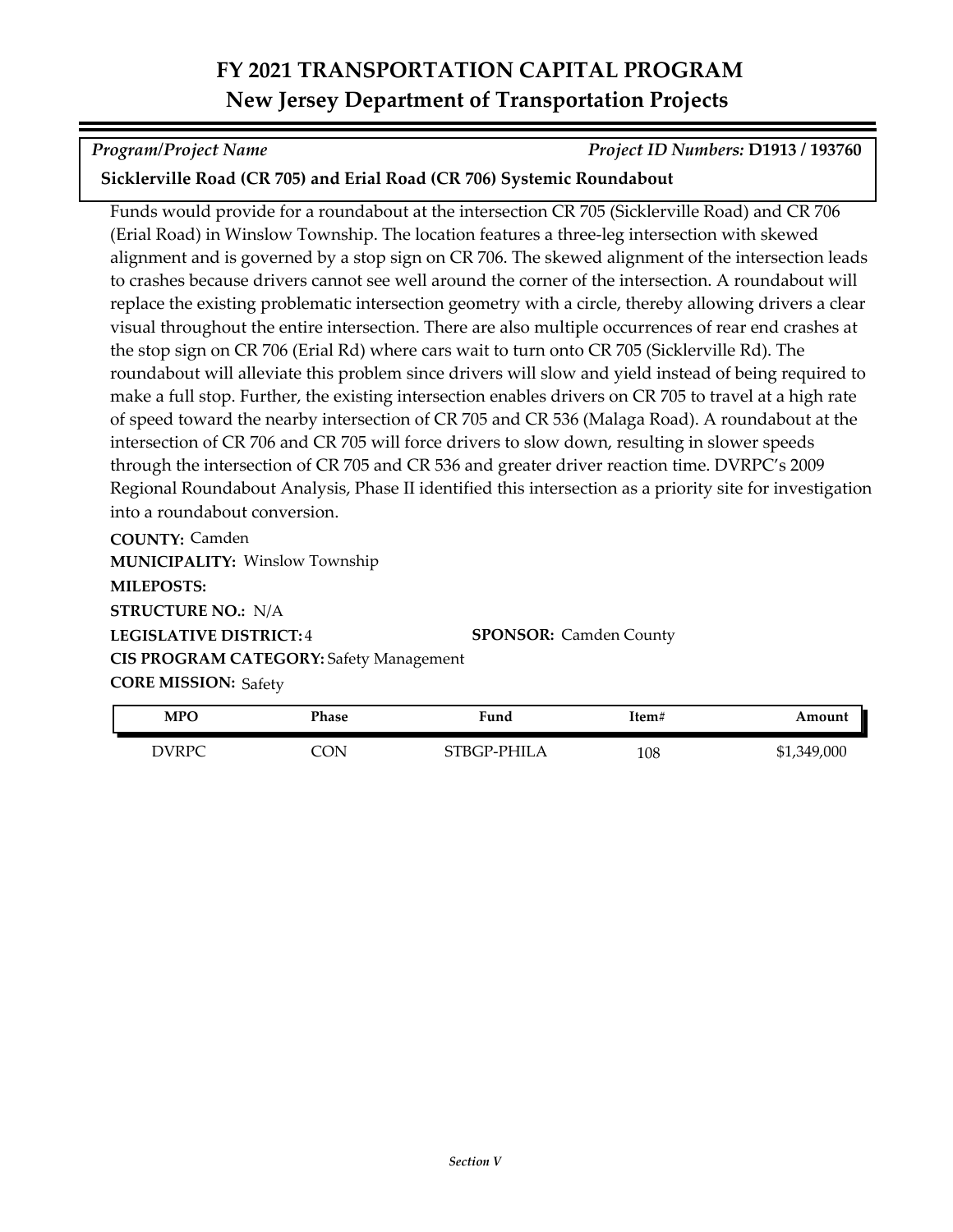# FY 2021 TRANSPORTATION CAPITAL PROGRAM
## New Jersey Department of Transportation Projects

*Program/Project Name* *Project ID Numbers:* **D1913 / 193760**

**Sicklerville Road (CR 705) and Erial Road (CR 706) Systemic Roundabout**

Funds would provide for a roundabout at the intersection CR 705 (Sicklerville Road) and CR 706 (Erial Road) in Winslow Township. The location features a three-leg intersection with skewed alignment and is governed by a stop sign on CR 706. The skewed alignment of the intersection leads to crashes because drivers cannot see well around the corner of the intersection. A roundabout will replace the existing problematic intersection geometry with a circle, thereby allowing drivers a clear visual throughout the entire intersection. There are also multiple occurrences of rear end crashes at the stop sign on CR 706 (Erial Rd) where cars wait to turn onto CR 705 (Sicklerville Rd). The roundabout will alleviate this problem since drivers will slow and yield instead of being required to make a full stop. Further, the existing intersection enables drivers on CR 705 to travel at a high rate of speed toward the nearby intersection of CR 705 and CR 536 (Malaga Road). A roundabout at the intersection of CR 706 and CR 705 will force drivers to slow down, resulting in slower speeds through the intersection of CR 705 and CR 536 and greater driver reaction time. DVRPC's 2009 Regional Roundabout Analysis, Phase II identified this intersection as a priority site for investigation into a roundabout conversion.

**COUNTY:** Camden
**MUNICIPALITY:** Winslow Township
**MILEPOSTS:**
**STRUCTURE NO.:** N/A
**LEGISLATIVE DISTRICT:** 4
**SPONSOR:** Camden County
**CIS PROGRAM CATEGORY:** Safety Management
**CORE MISSION:** Safety

| MPO | Phase | Fund | Item# | Amount |
|---|---|---|---|---|
| DVRPC | CON | STBGP-PHILA | 108 | $1,349,000 |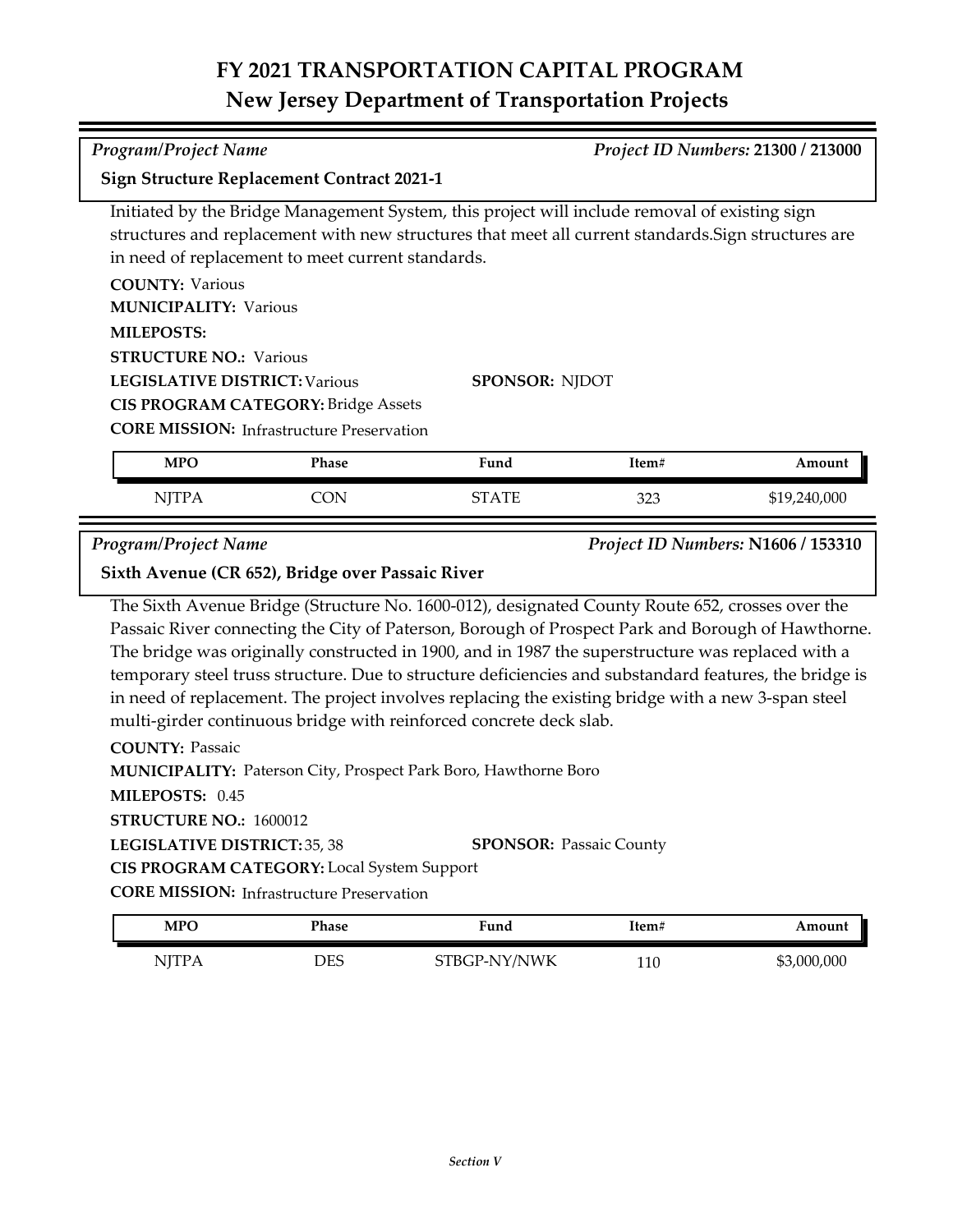# FY 2021 TRANSPORTATION CAPITAL PROGRAM
## New Jersey Department of Transportation Projects

*Program/Project Name* — *Project ID Numbers:* **21300 / 213000**

**Sign Structure Replacement Contract 2021-1**

Initiated by the Bridge Management System, this project will include removal of existing sign structures and replacement with new structures that meet all current standards.Sign structures are in need of replacement to meet current standards.

**COUNTY:** Various
**MUNICIPALITY:** Various
**MILEPOSTS:**
**STRUCTURE NO.:** Various
**LEGISLATIVE DISTRICT:** Various
**SPONSOR:** NJDOT
**CIS PROGRAM CATEGORY:** Bridge Assets
**CORE MISSION:** Infrastructure Preservation

| MPO | Phase | Fund | Item# | Amount |
|---|---|---|---|---|
| NJTPA | CON | STATE | 323 | $19,240,000 |

*Program/Project Name* — *Project ID Numbers:* **N1606 / 153310**

**Sixth Avenue (CR 652), Bridge over Passaic River**

The Sixth Avenue Bridge (Structure No. 1600-012), designated County Route 652, crosses over the Passaic River connecting the City of Paterson, Borough of Prospect Park and Borough of Hawthorne. The bridge was originally constructed in 1900, and in 1987 the superstructure was replaced with a temporary steel truss structure. Due to structure deficiencies and substandard features, the bridge is in need of replacement. The project involves replacing the existing bridge with a new 3-span steel multi-girder continuous bridge with reinforced concrete deck slab.

**COUNTY:** Passaic
**MUNICIPALITY:** Paterson City, Prospect Park Boro, Hawthorne Boro
**MILEPOSTS:** 0.45
**STRUCTURE NO.:** 1600012
**LEGISLATIVE DISTRICT:** 35, 38
**SPONSOR:** Passaic County
**CIS PROGRAM CATEGORY:** Local System Support
**CORE MISSION:** Infrastructure Preservation

| MPO | Phase | Fund | Item# | Amount |
|---|---|---|---|---|
| NJTPA | DES | STBGP-NY/NWK | 110 | $3,000,000 |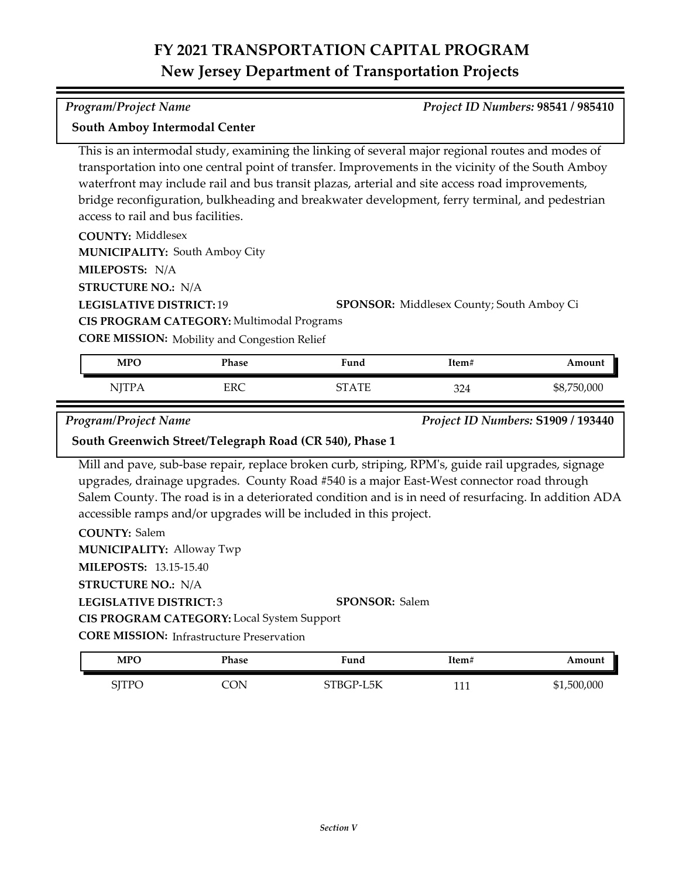# FY 2021 TRANSPORTATION CAPITAL PROGRAM
## New Jersey Department of Transportation Projects

*Program/Project Name* | *Project ID Numbers:* **98541 / 985410**

**South Amboy Intermodal Center**

This is an intermodal study, examining the linking of several major regional routes and modes of transportation into one central point of transfer. Improvements in the vicinity of the South Amboy waterfront may include rail and bus transit plazas, arterial and site access road improvements, bridge reconfiguration, bulkheading and breakwater development, ferry terminal, and pedestrian access to rail and bus facilities.

**COUNTY:** Middlesex
**MUNICIPALITY:** South Amboy City
**MILEPOSTS:** N/A
**STRUCTURE NO.:** N/A
**LEGISLATIVE DISTRICT:** 19
**SPONSOR:** Middlesex County; South Amboy Ci
**CIS PROGRAM CATEGORY:** Multimodal Programs
**CORE MISSION:** Mobility and Congestion Relief

| MPO | Phase | Fund | Item# | Amount |
|---|---|---|---|---|
| NJTPA | ERC | STATE | 324 | $8,750,000 |

*Program/Project Name* | *Project ID Numbers:* **S1909 / 193440**

**South Greenwich Street/Telegraph Road (CR 540), Phase 1**

Mill and pave, sub-base repair, replace broken curb, striping, RPM's, guide rail upgrades, signage upgrades, drainage upgrades. County Road #540 is a major East-West connector road through Salem County. The road is in a deteriorated condition and is in need of resurfacing. In addition ADA accessible ramps and/or upgrades will be included in this project.

**COUNTY:** Salem
**MUNICIPALITY:** Alloway Twp
**MILEPOSTS:** 13.15-15.40
**STRUCTURE NO.:** N/A
**LEGISLATIVE DISTRICT:** 3
**SPONSOR:** Salem
**CIS PROGRAM CATEGORY:** Local System Support
**CORE MISSION:** Infrastructure Preservation

| MPO | Phase | Fund | Item# | Amount |
|---|---|---|---|---|
| SJTPO | CON | STBGP-L5K | 111 | $1,500,000 |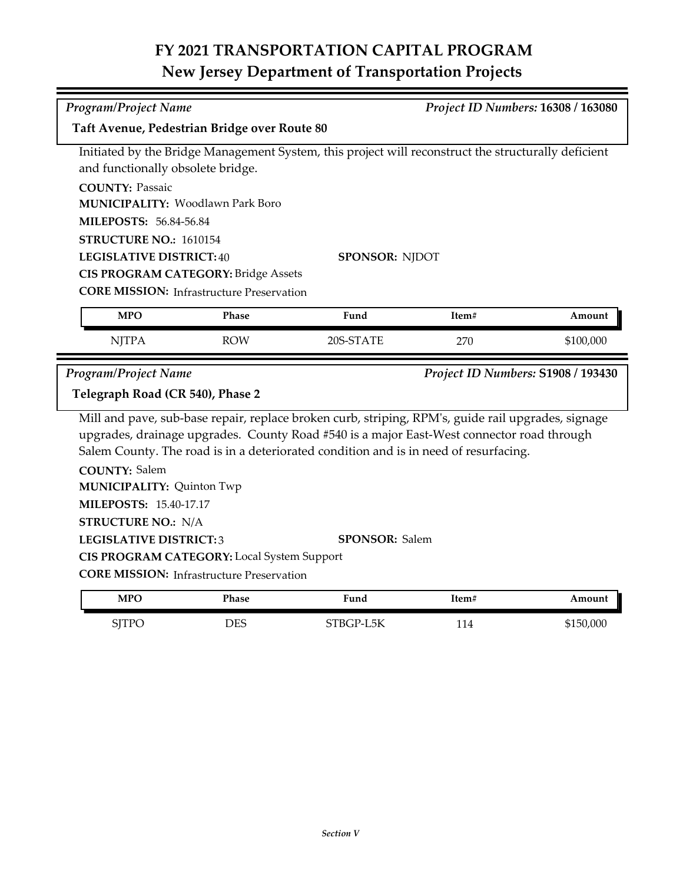# FY 2021 TRANSPORTATION CAPITAL PROGRAM
## New Jersey Department of Transportation Projects

*Program/Project Name* *Project ID Numbers:* **16308 / 163080**

**Taft Avenue, Pedestrian Bridge over Route 80**

Initiated by the Bridge Management System, this project will reconstruct the structurally deficient and functionally obsolete bridge.

**COUNTY:** Passaic
**MUNICIPALITY:** Woodlawn Park Boro
**MILEPOSTS:** 56.84-56.84
**STRUCTURE NO.:** 1610154
**LEGISLATIVE DISTRICT:** 40 **SPONSOR:** NJDOT
**CIS PROGRAM CATEGORY:** Bridge Assets
**CORE MISSION:** Infrastructure Preservation

| MPO | Phase | Fund | Item# | Amount |
|---|---|---|---|---|
| NJTPA | ROW | 20S-STATE | 270 | $100,000 |

*Program/Project Name* *Project ID Numbers:* **S1908 / 193430**

**Telegraph Road (CR 540), Phase 2**

Mill and pave, sub-base repair, replace broken curb, striping, RPM's, guide rail upgrades, signage upgrades, drainage upgrades. County Road #540 is a major East-West connector road through Salem County. The road is in a deteriorated condition and is in need of resurfacing.

**COUNTY:** Salem
**MUNICIPALITY:** Quinton Twp
**MILEPOSTS:** 15.40-17.17
**STRUCTURE NO.:** N/A
**LEGISLATIVE DISTRICT:** 3 **SPONSOR:** Salem
**CIS PROGRAM CATEGORY:** Local System Support
**CORE MISSION:** Infrastructure Preservation

| MPO | Phase | Fund | Item# | Amount |
|---|---|---|---|---|
| SJTPO | DES | STBGP-L5K | 114 | $150,000 |

*Section V*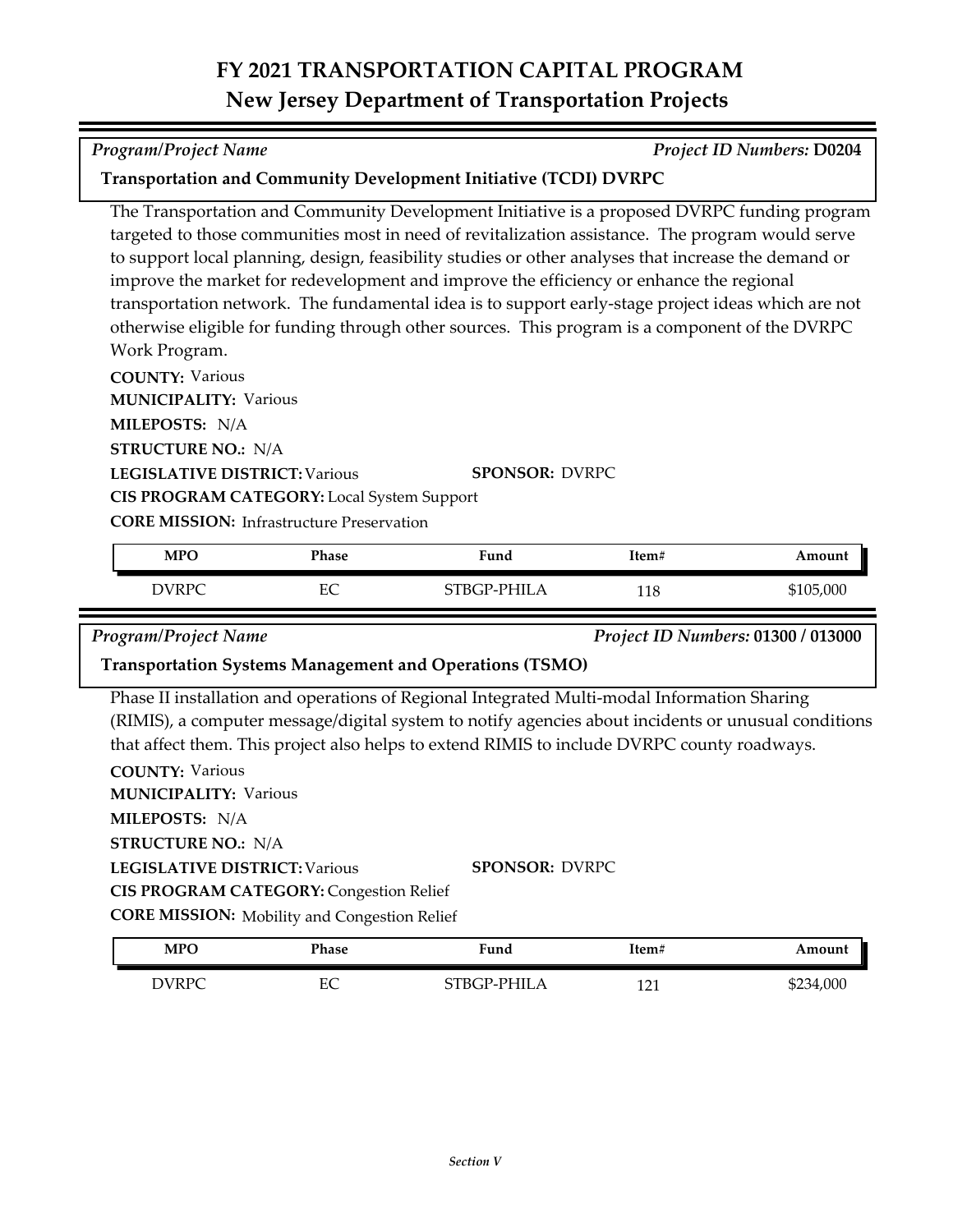# FY 2021 TRANSPORTATION CAPITAL PROGRAM
## New Jersey Department of Transportation Projects

*Program/Project Name* *Project ID Numbers:* **D0204**

**Transportation and Community Development Initiative (TCDI) DVRPC**

The Transportation and Community Development Initiative is a proposed DVRPC funding program targeted to those communities most in need of revitalization assistance. The program would serve to support local planning, design, feasibility studies or other analyses that increase the demand or improve the market for redevelopment and improve the efficiency or enhance the regional transportation network. The fundamental idea is to support early-stage project ideas which are not otherwise eligible for funding through other sources. This program is a component of the DVRPC Work Program.

**COUNTY:** Various
**MUNICIPALITY:** Various
**MILEPOSTS:** N/A
**STRUCTURE NO.:** N/A
**LEGISLATIVE DISTRICT:** Various **SPONSOR:** DVRPC
**CIS PROGRAM CATEGORY:** Local System Support
**CORE MISSION:** Infrastructure Preservation

| MPO | Phase | Fund | Item# | Amount |
|---|---|---|---|---|
| DVRPC | EC | STBGP-PHILA | 118 | $105,000 |

*Program/Project Name* *Project ID Numbers:* **01300 / 013000**

**Transportation Systems Management and Operations (TSMO)**

Phase II installation and operations of Regional Integrated Multi-modal Information Sharing (RIMIS), a computer message/digital system to notify agencies about incidents or unusual conditions that affect them. This project also helps to extend RIMIS to include DVRPC county roadways.

**COUNTY:** Various
**MUNICIPALITY:** Various
**MILEPOSTS:** N/A
**STRUCTURE NO.:** N/A
**LEGISLATIVE DISTRICT:** Various **SPONSOR:** DVRPC
**CIS PROGRAM CATEGORY:** Congestion Relief
**CORE MISSION:** Mobility and Congestion Relief

| MPO | Phase | Fund | Item# | Amount |
|---|---|---|---|---|
| DVRPC | EC | STBGP-PHILA | 121 | $234,000 |

*Section V*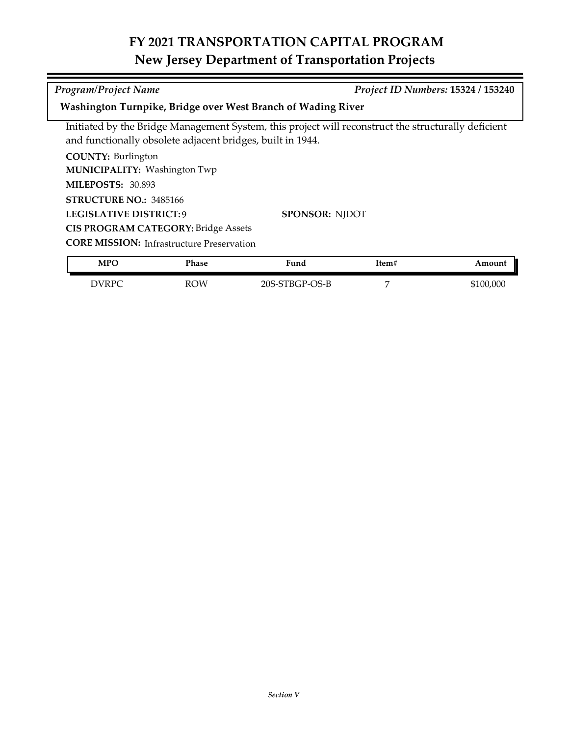# FY 2021 TRANSPORTATION CAPITAL PROGRAM

## New Jersey Department of Transportation Projects

*Program/Project Name* *Project ID Numbers:* **15324 / 153240**

**Washington Turnpike, Bridge over West Branch of Wading River**

Initiated by the Bridge Management System, this project will reconstruct the structurally deficient and functionally obsolete adjacent bridges, built in 1944.

**COUNTY:** Burlington

**MUNICIPALITY:** Washington Twp

**MILEPOSTS:** 30.893

**STRUCTURE NO.:** 3485166

**LEGISLATIVE DISTRICT:** 9

**SPONSOR:** NJDOT

**CIS PROGRAM CATEGORY:** Bridge Assets

**CORE MISSION:** Infrastructure Preservation

| MPO | Phase | Fund | Item# | Amount |
|---|---|---|---|---|
| DVRPC | ROW | 20S-STBGP-OS-B | 7 | $100,000 |